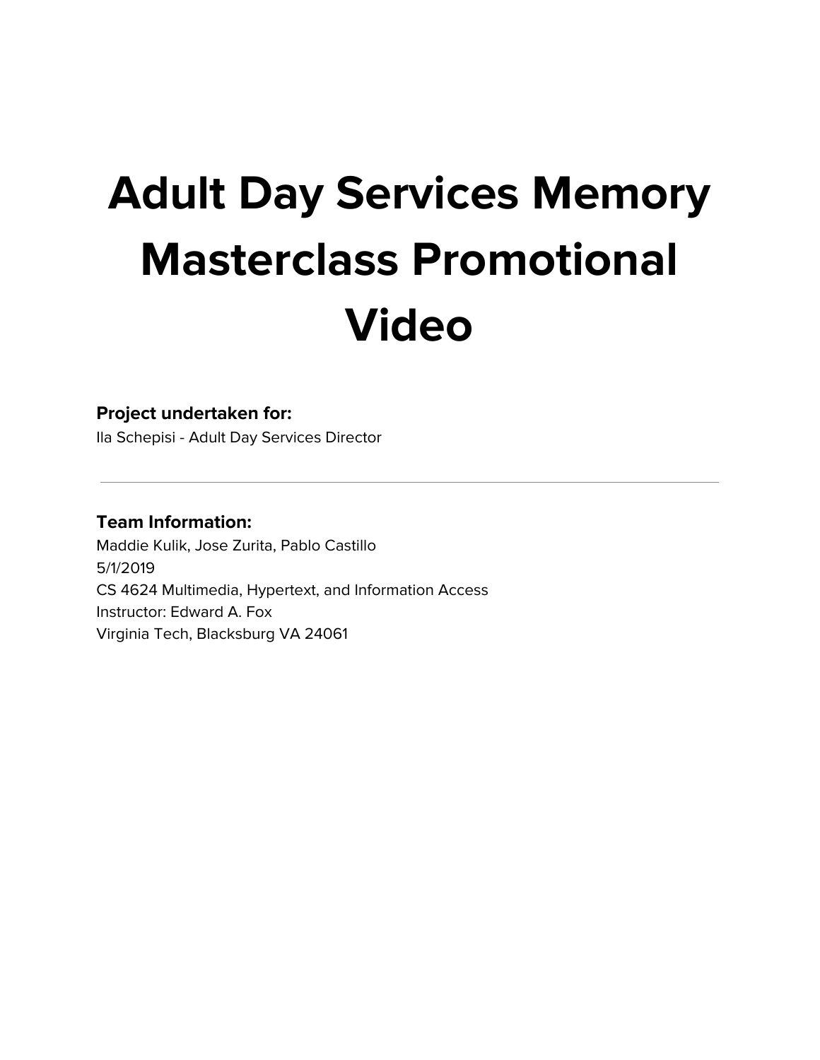# Adult Day Services Memory Masterclass Promotional Video

**Project undertaken for:**
Ila Schepisi - Adult Day Services Director

---

**Team Information:**
Maddie Kulik, Jose Zurita, Pablo Castillo
5/1/2019
CS 4624 Multimedia, Hypertext, and Information Access
Instructor: Edward A. Fox
Virginia Tech, Blacksburg VA 24061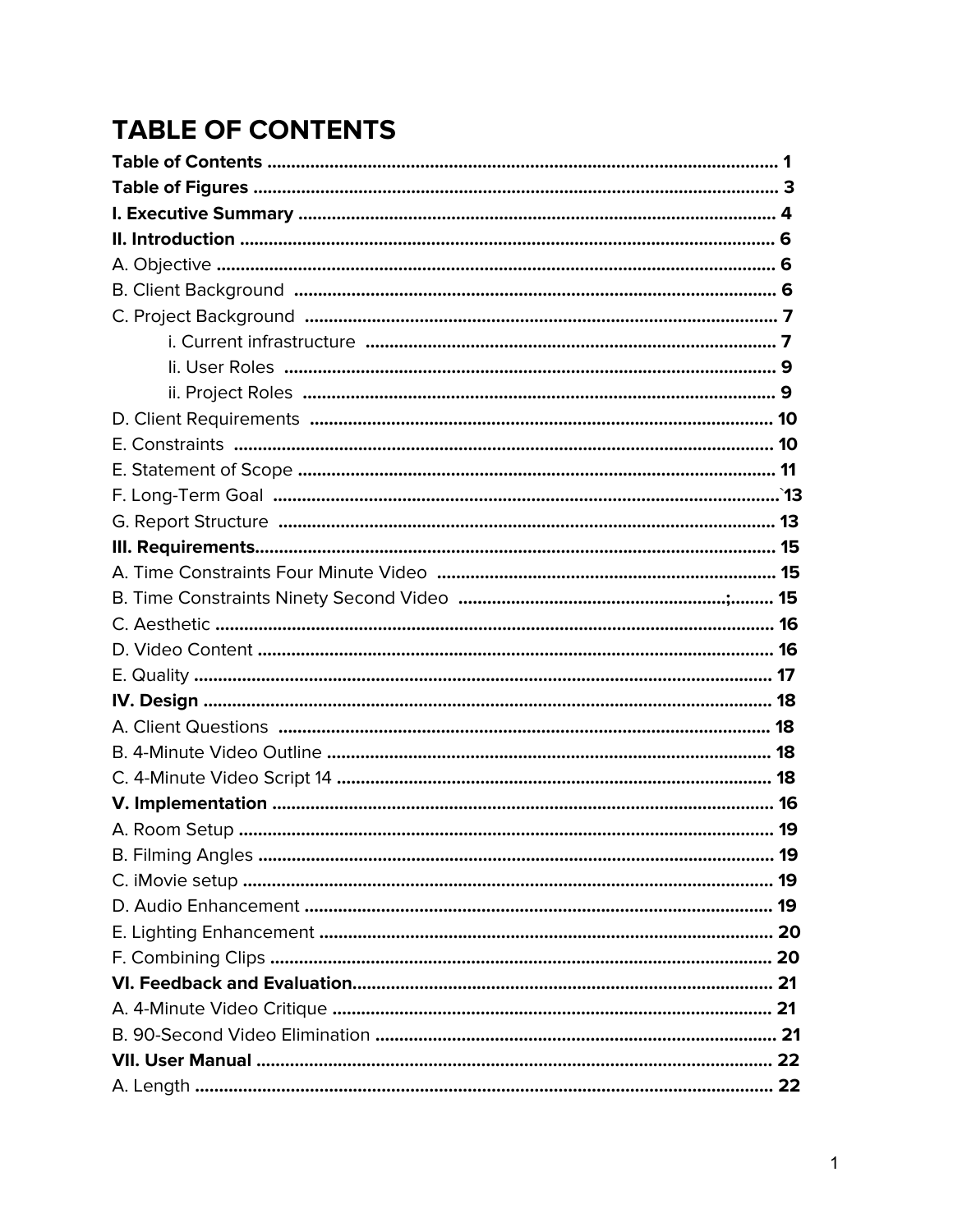# TABLE OF CONTENTS

**Table of Contents** ........................................................................................................ **1**
**Table of Figures** ............................................................................................................ **3**
**I. Executive Summary** .................................................................................................. **4**
**II. Introduction** .............................................................................................................. **6**
A. Objective ...................................................................................................................... **6**
B. Client Background ...................................................................................................... **6**
C. Project Background .................................................................................................... **7**
    i. Current infrastructure ............................................................................................ **7**
    Ii. User Roles ............................................................................................................ **9**
    ii. Project Roles ........................................................................................................ **9**
D. Client Requirements .................................................................................................. **10**
E. Constraints ................................................................................................................. **10**
E. Statement of Scope .................................................................................................... **11**
F. Long-Term Goal .........................................................................................................`**13**
G. Report Structure ........................................................................................................ **13**
**III. Requirements**........................................................................................................... **15**
A. Time Constraints Four Minute Video ........................................................................ **15**
B. Time Constraints Ninety Second Video ...................................................;......... **15**
C. Aesthetic ..................................................................................................................... **16**
D. Video Content ............................................................................................................. **16**
E. Quality ......................................................................................................................... **17**
**IV. Design** ....................................................................................................................... **18**
A. Client Questions ......................................................................................................... **18**
B. 4-Minute Video Outline .............................................................................................. **18**
C. 4-Minute Video Script 14 ............................................................................................ **18**
**V. Implementation** ........................................................................................................ **16**
A. Room Setup ................................................................................................................ **19**
B. Filming Angles ............................................................................................................ **19**
C. iMovie setup ................................................................................................................ **19**
D. Audio Enhancement ................................................................................................... **19**
E. Lighting Enhancement ............................................................................................... **20**
F. Combining Clips .......................................................................................................... **20**
**VI. Feedback and Evaluation**....................................................................................... **21**
A. 4-Minute Video Critique ............................................................................................. **21**
B. 90-Second Video Elimination .................................................................................... **21**
**VII. User Manual** ........................................................................................................... **22**
A. Length .......................................................................................................................... **22**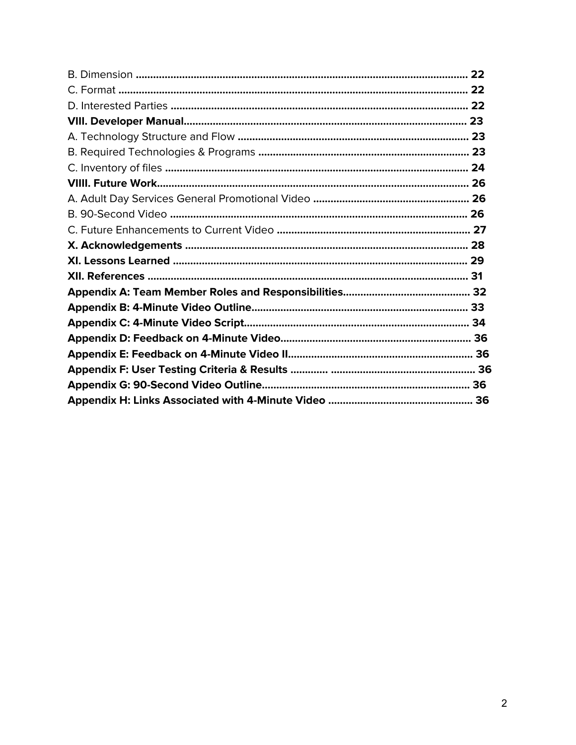B. Dimension .................................................................................................................. 22

C. Format ........................................................................................................................ 22

D. Interested Parties ...................................................................................................... 22

**VIII. Developer Manual.................................................................................................. 23**

A. Technology Structure and Flow ............................................................................... 23

B. Required Technologies & Programs ......................................................................... 23

C. Inventory of files ........................................................................................................ 24

**VIIII. Future Work........................................................................................................... 26**

A. Adult Day Services General Promotional Video ...................................................... 26

B. 90-Second Video ...................................................................................................... 26

C. Future Enhancements to Current Video .................................................................. 27

**X. Acknowledgements ................................................................................................. 28**

**XI. Lessons Learned ..................................................................................................... 29**

**XII. References .............................................................................................................. 31**

**Appendix A: Team Member Roles and Responsibilities............................................ 32**

**Appendix B: 4-Minute Video Outline.......................................................................... 33**

**Appendix C: 4-Minute Video Script............................................................................. 34**

**Appendix D: Feedback on 4-Minute Video................................................................. 36**

**Appendix E: Feedback on 4-Minute Video II............................................................... 36**

**Appendix F: User Testing Criteria & Results ............. ................................................. 36**

**Appendix G: 90-Second Video Outline....................................................................... 36**

**Appendix H: Links Associated with 4-Minute Video .................................................. 36**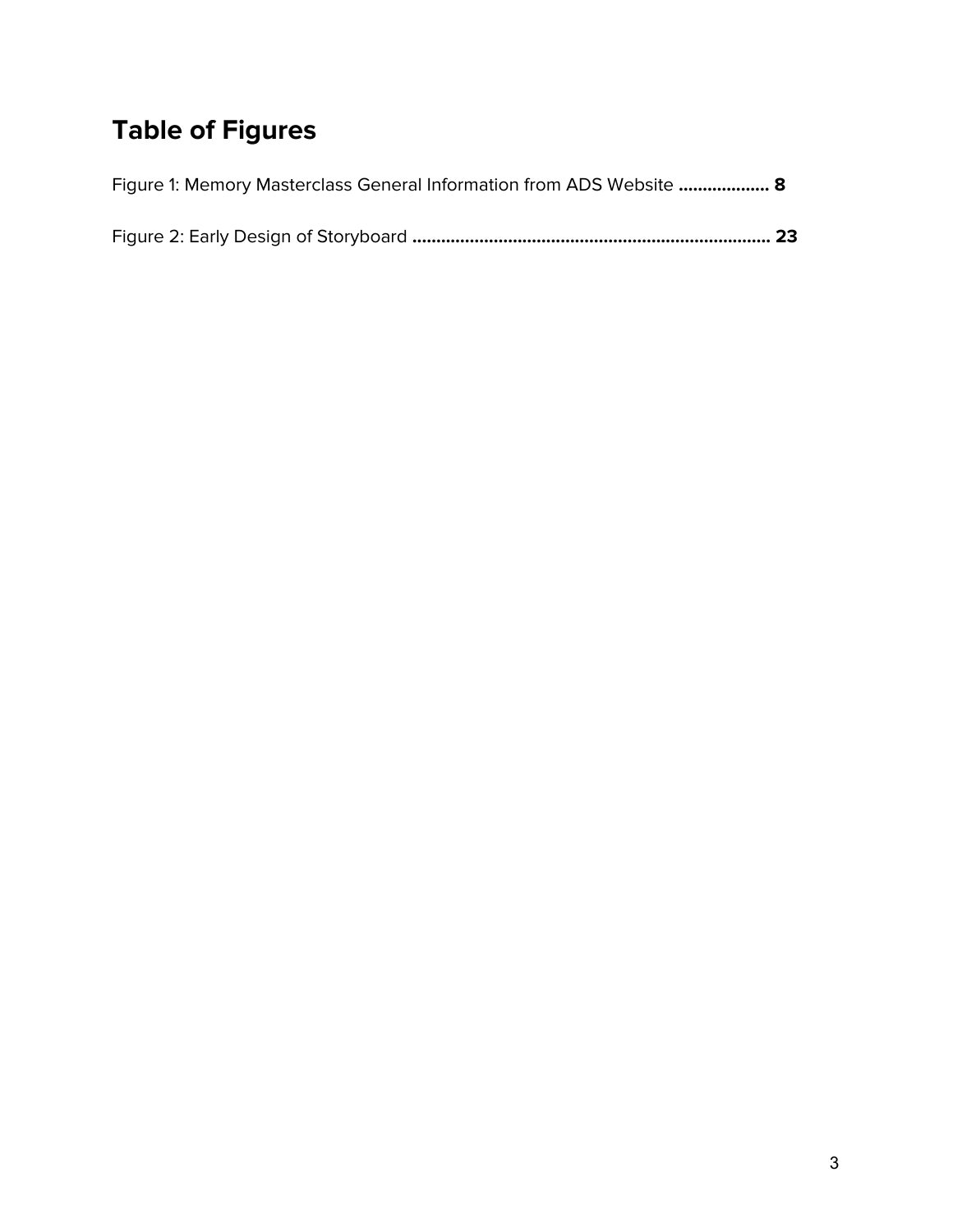# Table of Figures

Figure 1: Memory Masterclass General Information from ADS Website .................. **8**

Figure 2: Early Design of Storyboard .......................................................................... **23**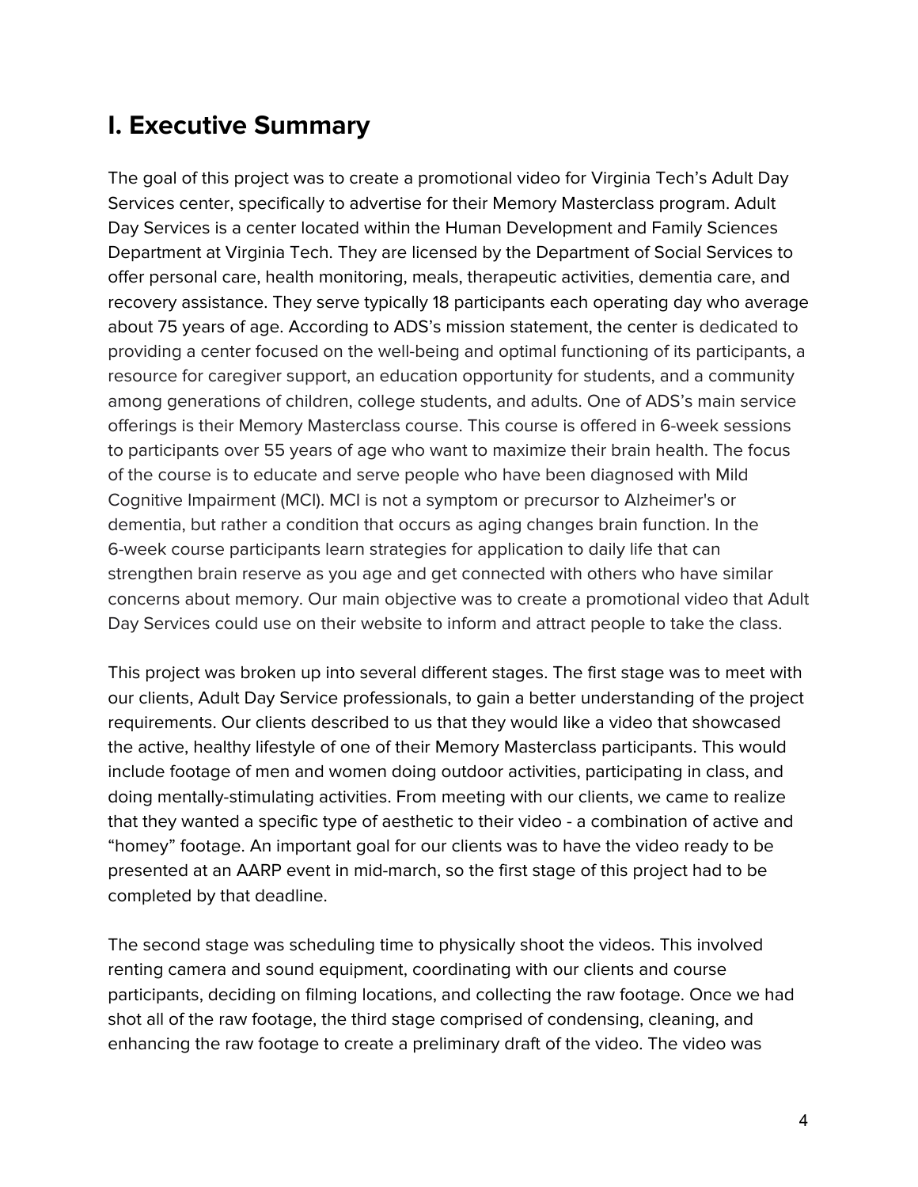## I. Executive Summary

The goal of this project was to create a promotional video for Virginia Tech's Adult Day Services center, specifically to advertise for their Memory Masterclass program. Adult Day Services is a center located within the Human Development and Family Sciences Department at Virginia Tech. They are licensed by the Department of Social Services to offer personal care, health monitoring, meals, therapeutic activities, dementia care, and recovery assistance. They serve typically 18 participants each operating day who average about 75 years of age. According to ADS's mission statement, the center is dedicated to providing a center focused on the well-being and optimal functioning of its participants, a resource for caregiver support, an education opportunity for students, and a community among generations of children, college students, and adults. One of ADS's main service offerings is their Memory Masterclass course. This course is offered in 6-week sessions to participants over 55 years of age who want to maximize their brain health. The focus of the course is to educate and serve people who have been diagnosed with Mild Cognitive Impairment (MCI). MCI is not a symptom or precursor to Alzheimer's or dementia, but rather a condition that occurs as aging changes brain function. In the 6-week course participants learn strategies for application to daily life that can strengthen brain reserve as you age and get connected with others who have similar concerns about memory. Our main objective was to create a promotional video that Adult Day Services could use on their website to inform and attract people to take the class.

This project was broken up into several different stages. The first stage was to meet with our clients, Adult Day Service professionals, to gain a better understanding of the project requirements. Our clients described to us that they would like a video that showcased the active, healthy lifestyle of one of their Memory Masterclass participants. This would include footage of men and women doing outdoor activities, participating in class, and doing mentally-stimulating activities. From meeting with our clients, we came to realize that they wanted a specific type of aesthetic to their video - a combination of active and "homey" footage. An important goal for our clients was to have the video ready to be presented at an AARP event in mid-march, so the first stage of this project had to be completed by that deadline.

The second stage was scheduling time to physically shoot the videos. This involved renting camera and sound equipment, coordinating with our clients and course participants, deciding on filming locations, and collecting the raw footage. Once we had shot all of the raw footage, the third stage comprised of condensing, cleaning, and enhancing the raw footage to create a preliminary draft of the video. The video was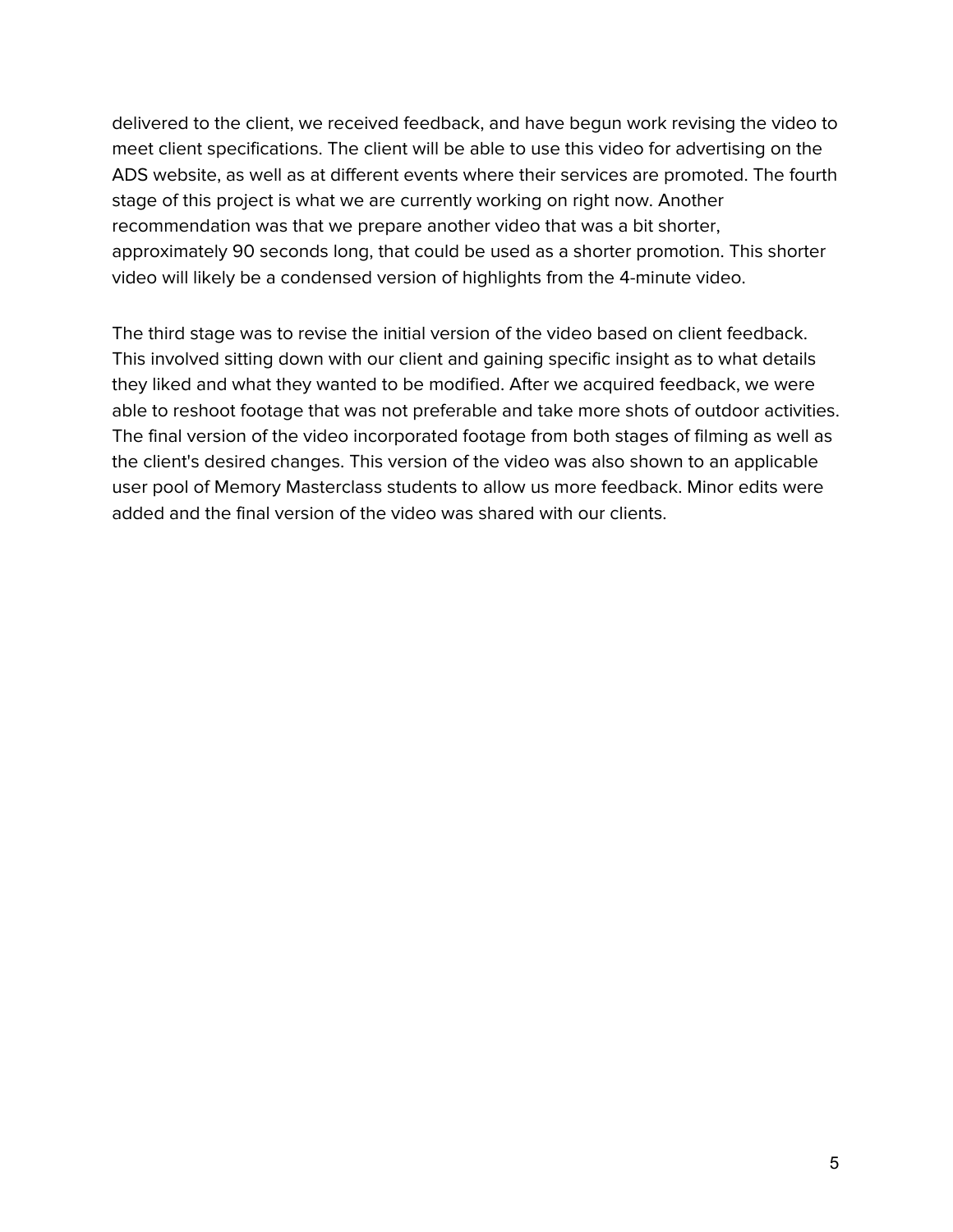delivered to the client, we received feedback, and have begun work revising the video to meet client specifications. The client will be able to use this video for advertising on the ADS website, as well as at different events where their services are promoted. The fourth stage of this project is what we are currently working on right now. Another recommendation was that we prepare another video that was a bit shorter, approximately 90 seconds long, that could be used as a shorter promotion. This shorter video will likely be a condensed version of highlights from the 4-minute video.

The third stage was to revise the initial version of the video based on client feedback. This involved sitting down with our client and gaining specific insight as to what details they liked and what they wanted to be modified. After we acquired feedback, we were able to reshoot footage that was not preferable and take more shots of outdoor activities. The final version of the video incorporated footage from both stages of filming as well as the client's desired changes. This version of the video was also shown to an applicable user pool of Memory Masterclass students to allow us more feedback. Minor edits were added and the final version of the video was shared with our clients.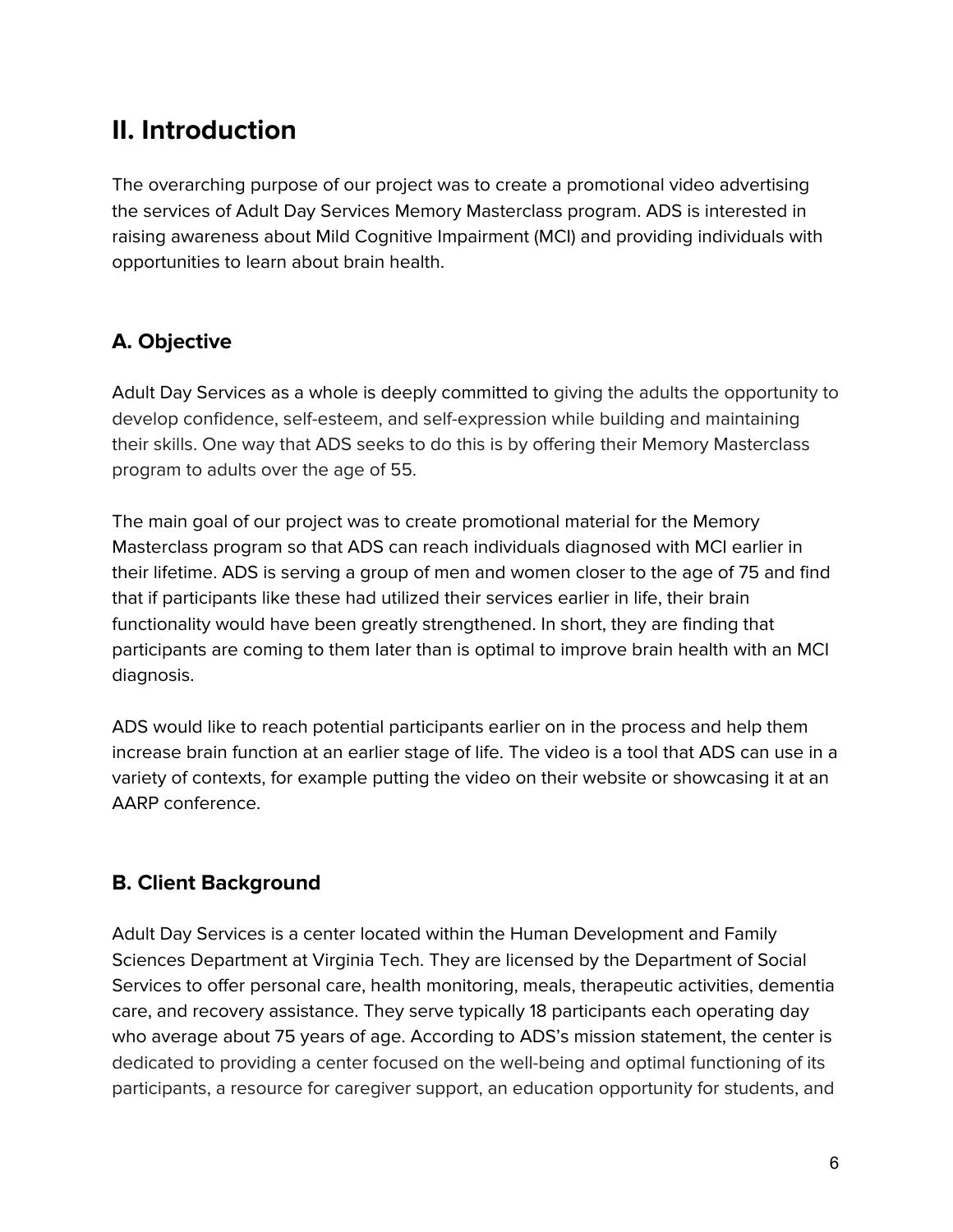## II. Introduction

The overarching purpose of our project was to create a promotional video advertising the services of Adult Day Services Memory Masterclass program. ADS is interested in raising awareness about Mild Cognitive Impairment (MCI) and providing individuals with opportunities to learn about brain health.

### A. Objective

Adult Day Services as a whole is deeply committed to giving the adults the opportunity to develop confidence, self-esteem, and self-expression while building and maintaining their skills. One way that ADS seeks to do this is by offering their Memory Masterclass program to adults over the age of 55.

The main goal of our project was to create promotional material for the Memory Masterclass program so that ADS can reach individuals diagnosed with MCI earlier in their lifetime. ADS is serving a group of men and women closer to the age of 75 and find that if participants like these had utilized their services earlier in life, their brain functionality would have been greatly strengthened. In short, they are finding that participants are coming to them later than is optimal to improve brain health with an MCI diagnosis.

ADS would like to reach potential participants earlier on in the process and help them increase brain function at an earlier stage of life. The video is a tool that ADS can use in a variety of contexts, for example putting the video on their website or showcasing it at an AARP conference.

### B. Client Background

Adult Day Services is a center located within the Human Development and Family Sciences Department at Virginia Tech. They are licensed by the Department of Social Services to offer personal care, health monitoring, meals, therapeutic activities, dementia care, and recovery assistance. They serve typically 18 participants each operating day who average about 75 years of age. According to ADS's mission statement, the center is dedicated to providing a center focused on the well-being and optimal functioning of its participants, a resource for caregiver support, an education opportunity for students, and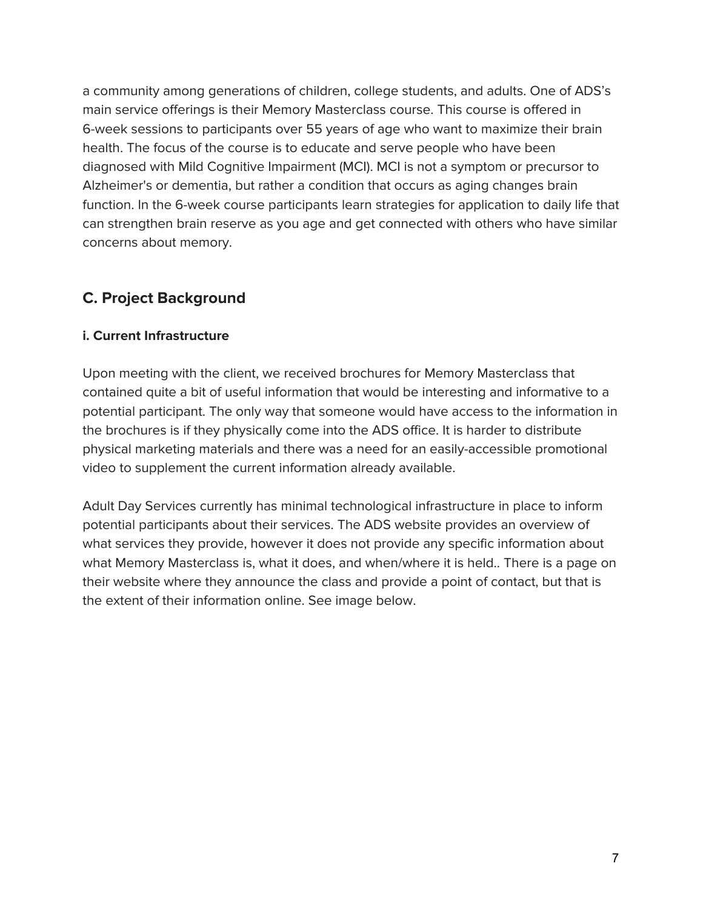a community among generations of children, college students, and adults. One of ADS's main service offerings is their Memory Masterclass course. This course is offered in 6-week sessions to participants over 55 years of age who want to maximize their brain health. The focus of the course is to educate and serve people who have been diagnosed with Mild Cognitive Impairment (MCI). MCI is not a symptom or precursor to Alzheimer's or dementia, but rather a condition that occurs as aging changes brain function. In the 6-week course participants learn strategies for application to daily life that can strengthen brain reserve as you age and get connected with others who have similar concerns about memory.

## C. Project Background

### i. Current Infrastructure

Upon meeting with the client, we received brochures for Memory Masterclass that contained quite a bit of useful information that would be interesting and informative to a potential participant. The only way that someone would have access to the information in the brochures is if they physically come into the ADS office. It is harder to distribute physical marketing materials and there was a need for an easily-accessible promotional video to supplement the current information already available.

Adult Day Services currently has minimal technological infrastructure in place to inform potential participants about their services. The ADS website provides an overview of what services they provide, however it does not provide any specific information about what Memory Masterclass is, what it does, and when/where it is held.. There is a page on their website where they announce the class and provide a point of contact, but that is the extent of their information online. See image below.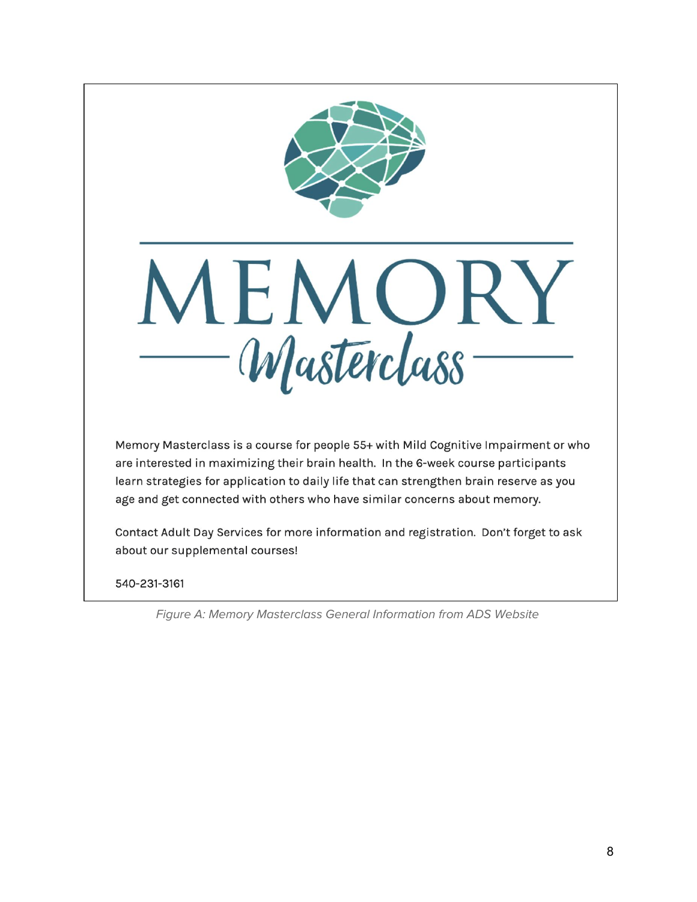# MEMORY

## Masterclass

Memory Masterclass is a course for people 55+ with Mild Cognitive Impairment or who are interested in maximizing their brain health. In the 6-week course participants learn strategies for application to daily life that can strengthen brain reserve as you age and get connected with others who have similar concerns about memory.

Contact Adult Day Services for more information and registration. Don't forget to ask about our supplemental courses!

540-231-3161

*Figure A: Memory Masterclass General Information from ADS Website*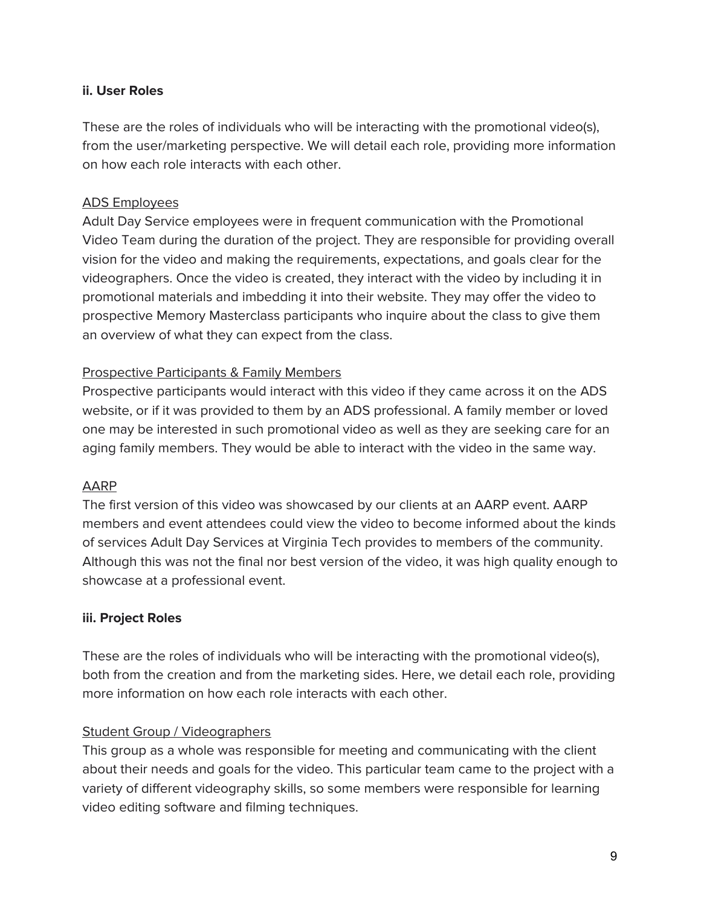**ii. User Roles**

These are the roles of individuals who will be interacting with the promotional video(s), from the user/marketing perspective. We will detail each role, providing more information on how each role interacts with each other.

<u>ADS Employees</u>
Adult Day Service employees were in frequent communication with the Promotional Video Team during the duration of the project. They are responsible for providing overall vision for the video and making the requirements, expectations, and goals clear for the videographers. Once the video is created, they interact with the video by including it in promotional materials and imbedding it into their website. They may offer the video to prospective Memory Masterclass participants who inquire about the class to give them an overview of what they can expect from the class.

<u>Prospective Participants & Family Members</u>
Prospective participants would interact with this video if they came across it on the ADS website, or if it was provided to them by an ADS professional. A family member or loved one may be interested in such promotional video as well as they are seeking care for an aging family members. They would be able to interact with the video in the same way.

<u>AARP</u>
The first version of this video was showcased by our clients at an AARP event. AARP members and event attendees could view the video to become informed about the kinds of services Adult Day Services at Virginia Tech provides to members of the community. Although this was not the final nor best version of the video, it was high quality enough to showcase at a professional event.

**iii. Project Roles**

These are the roles of individuals who will be interacting with the promotional video(s), both from the creation and from the marketing sides. Here, we detail each role, providing more information on how each role interacts with each other.

<u>Student Group / Videographers</u>
This group as a whole was responsible for meeting and communicating with the client about their needs and goals for the video. This particular team came to the project with a variety of different videography skills, so some members were responsible for learning video editing software and filming techniques.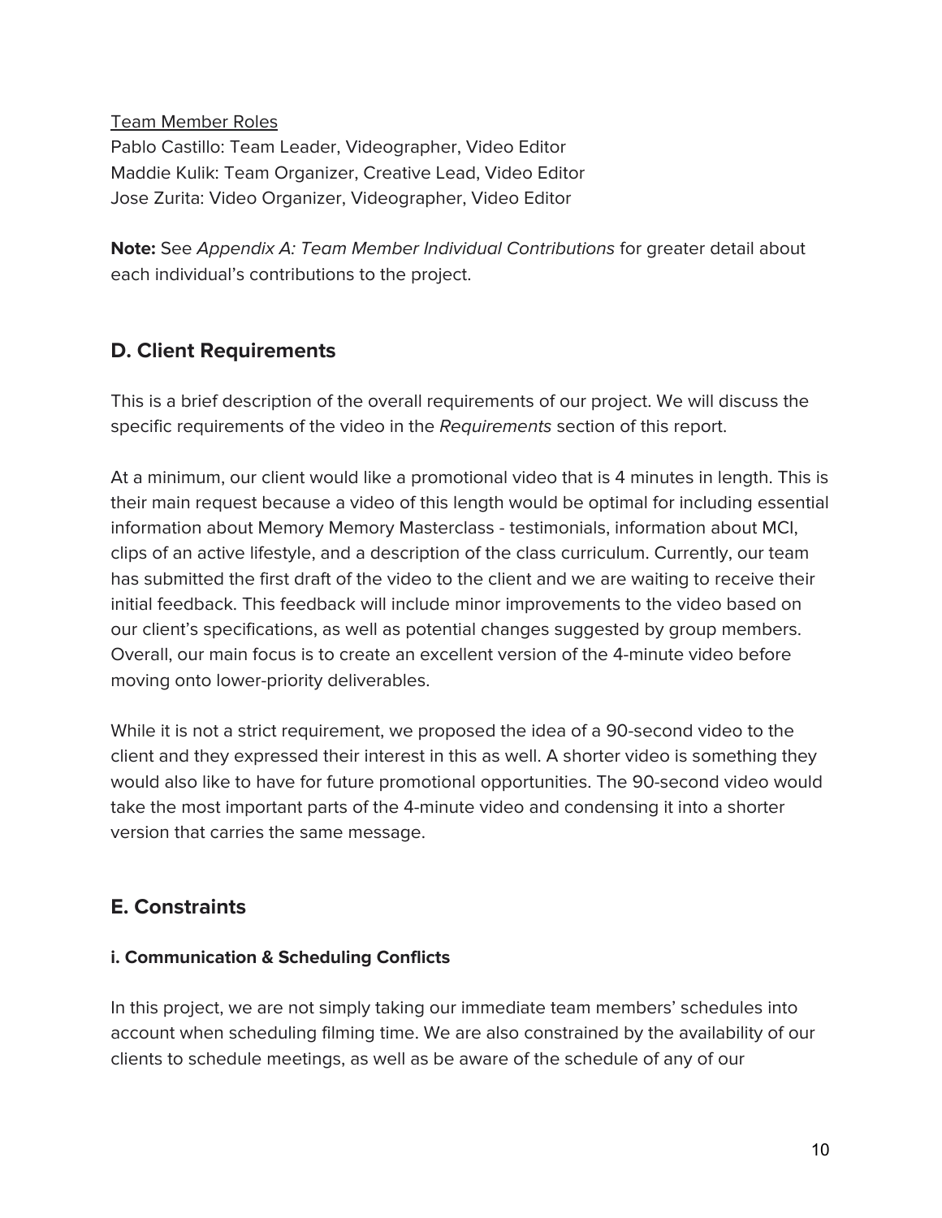<u>Team Member Roles</u>
Pablo Castillo: Team Leader, Videographer, Video Editor
Maddie Kulik: Team Organizer, Creative Lead, Video Editor
Jose Zurita: Video Organizer, Videographer, Video Editor

**Note:** See *Appendix A: Team Member Individual Contributions* for greater detail about each individual's contributions to the project.

## D. Client Requirements

This is a brief description of the overall requirements of our project. We will discuss the specific requirements of the video in the *Requirements* section of this report.

At a minimum, our client would like a promotional video that is 4 minutes in length. This is their main request because a video of this length would be optimal for including essential information about Memory Memory Masterclass - testimonials, information about MCI, clips of an active lifestyle, and a description of the class curriculum. Currently, our team has submitted the first draft of the video to the client and we are waiting to receive their initial feedback. This feedback will include minor improvements to the video based on our client's specifications, as well as potential changes suggested by group members. Overall, our main focus is to create an excellent version of the 4-minute video before moving onto lower-priority deliverables.

While it is not a strict requirement, we proposed the idea of a 90-second video to the client and they expressed their interest in this as well. A shorter video is something they would also like to have for future promotional opportunities. The 90-second video would take the most important parts of the 4-minute video and condensing it into a shorter version that carries the same message.

## E. Constraints

### i. Communication & Scheduling Conflicts

In this project, we are not simply taking our immediate team members' schedules into account when scheduling filming time. We are also constrained by the availability of our clients to schedule meetings, as well as be aware of the schedule of any of our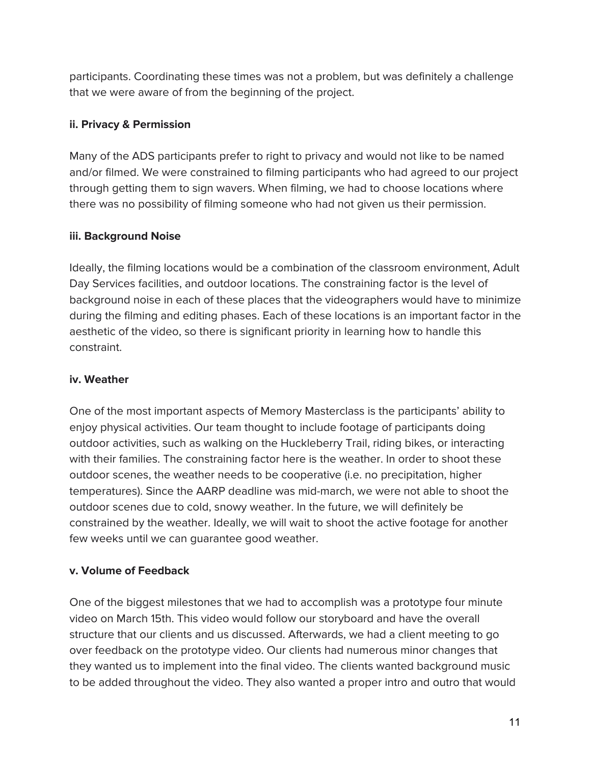participants. Coordinating these times was not a problem, but was definitely a challenge that we were aware of from the beginning of the project.

**ii. Privacy & Permission**

Many of the ADS participants prefer to right to privacy and would not like to be named and/or filmed. We were constrained to filming participants who had agreed to our project through getting them to sign wavers. When filming, we had to choose locations where there was no possibility of filming someone who had not given us their permission.

**iii. Background Noise**

Ideally, the filming locations would be a combination of the classroom environment, Adult Day Services facilities, and outdoor locations. The constraining factor is the level of background noise in each of these places that the videographers would have to minimize during the filming and editing phases. Each of these locations is an important factor in the aesthetic of the video, so there is significant priority in learning how to handle this constraint.

**iv. Weather**

One of the most important aspects of Memory Masterclass is the participants' ability to enjoy physical activities. Our team thought to include footage of participants doing outdoor activities, such as walking on the Huckleberry Trail, riding bikes, or interacting with their families. The constraining factor here is the weather. In order to shoot these outdoor scenes, the weather needs to be cooperative (i.e. no precipitation, higher temperatures). Since the AARP deadline was mid-march, we were not able to shoot the outdoor scenes due to cold, snowy weather. In the future, we will definitely be constrained by the weather. Ideally, we will wait to shoot the active footage for another few weeks until we can guarantee good weather.

**v. Volume of Feedback**

One of the biggest milestones that we had to accomplish was a prototype four minute video on March 15th. This video would follow our storyboard and have the overall structure that our clients and us discussed. Afterwards, we had a client meeting to go over feedback on the prototype video. Our clients had numerous minor changes that they wanted us to implement into the final video. The clients wanted background music to be added throughout the video. They also wanted a proper intro and outro that would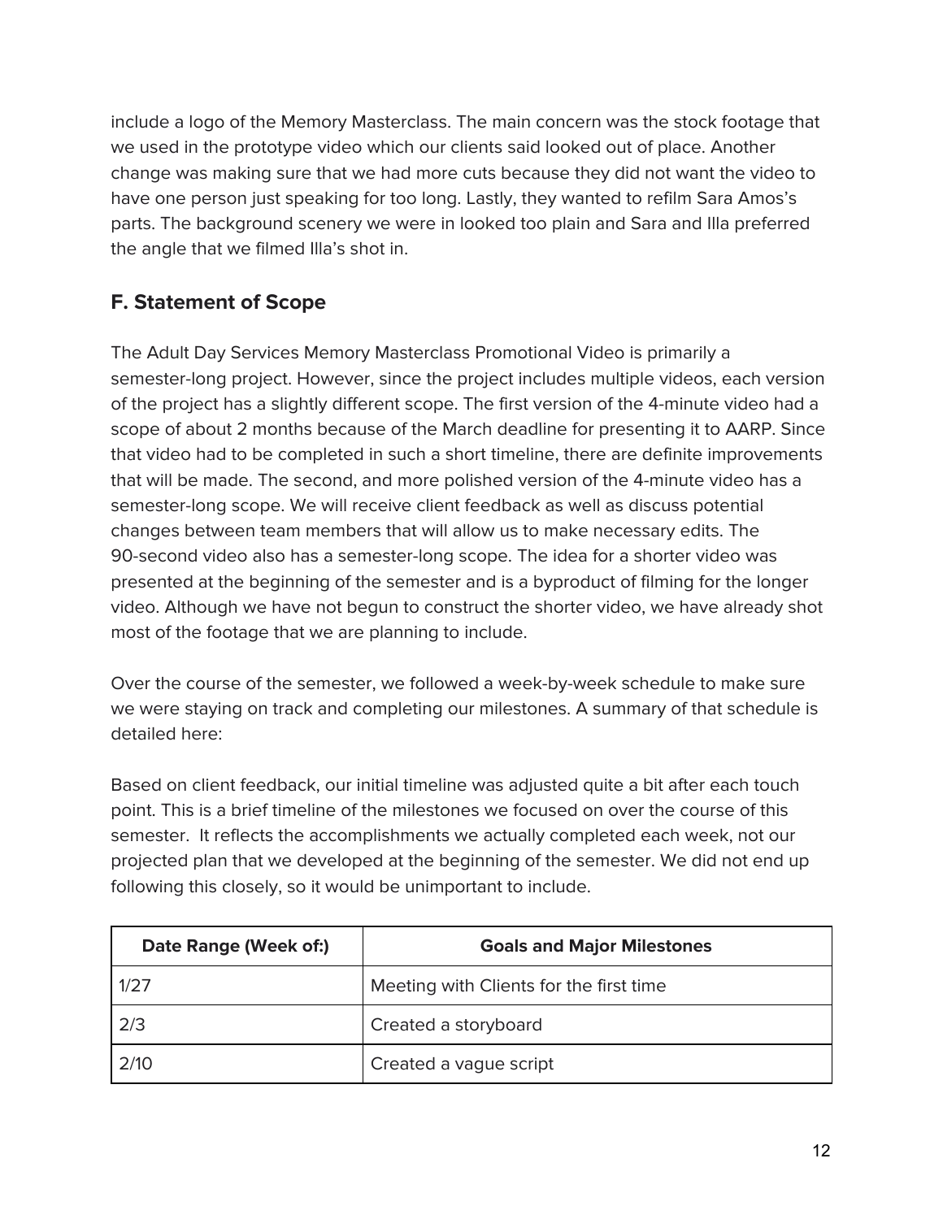include a logo of the Memory Masterclass. The main concern was the stock footage that we used in the prototype video which our clients said looked out of place. Another change was making sure that we had more cuts because they did not want the video to have one person just speaking for too long. Lastly, they wanted to refilm Sara Amos's parts. The background scenery we were in looked too plain and Sara and Illa preferred the angle that we filmed Illa's shot in.

## F. Statement of Scope

The Adult Day Services Memory Masterclass Promotional Video is primarily a semester-long project. However, since the project includes multiple videos, each version of the project has a slightly different scope. The first version of the 4-minute video had a scope of about 2 months because of the March deadline for presenting it to AARP. Since that video had to be completed in such a short timeline, there are definite improvements that will be made. The second, and more polished version of the 4-minute video has a semester-long scope. We will receive client feedback as well as discuss potential changes between team members that will allow us to make necessary edits. The 90-second video also has a semester-long scope. The idea for a shorter video was presented at the beginning of the semester and is a byproduct of filming for the longer video. Although we have not begun to construct the shorter video, we have already shot most of the footage that we are planning to include.

Over the course of the semester, we followed a week-by-week schedule to make sure we were staying on track and completing our milestones. A summary of that schedule is detailed here:

Based on client feedback, our initial timeline was adjusted quite a bit after each touch point. This is a brief timeline of the milestones we focused on over the course of this semester. It reflects the accomplishments we actually completed each week, not our projected plan that we developed at the beginning of the semester. We did not end up following this closely, so it would be unimportant to include.

| Date Range (Week of:) | Goals and Major Milestones |
|---|---|
| 1/27 | Meeting with Clients for the first time |
| 2/3 | Created a storyboard |
| 2/10 | Created a vague script |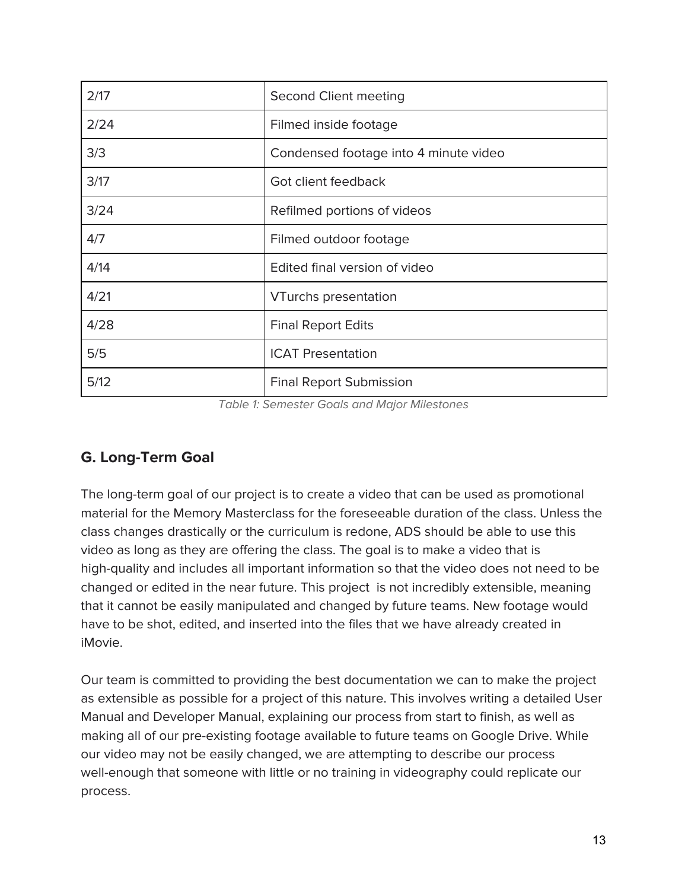| | |
|---|---|
| 2/17 | Second Client meeting |
| 2/24 | Filmed inside footage |
| 3/3 | Condensed footage into 4 minute video |
| 3/17 | Got client feedback |
| 3/24 | Refilmed portions of videos |
| 4/7 | Filmed outdoor footage |
| 4/14 | Edited final version of video |
| 4/21 | VTurchs presentation |
| 4/28 | Final Report Edits |
| 5/5 | ICAT Presentation |
| 5/12 | Final Report Submission |

*Table 1: Semester Goals and Major Milestones*

## G. Long-Term Goal

The long-term goal of our project is to create a video that can be used as promotional material for the Memory Masterclass for the foreseeable duration of the class. Unless the class changes drastically or the curriculum is redone, ADS should be able to use this video as long as they are offering the class. The goal is to make a video that is high-quality and includes all important information so that the video does not need to be changed or edited in the near future. This project is not incredibly extensible, meaning that it cannot be easily manipulated and changed by future teams. New footage would have to be shot, edited, and inserted into the files that we have already created in iMovie.

Our team is committed to providing the best documentation we can to make the project as extensible as possible for a project of this nature. This involves writing a detailed User Manual and Developer Manual, explaining our process from start to finish, as well as making all of our pre-existing footage available to future teams on Google Drive. While our video may not be easily changed, we are attempting to describe our process well-enough that someone with little or no training in videography could replicate our process.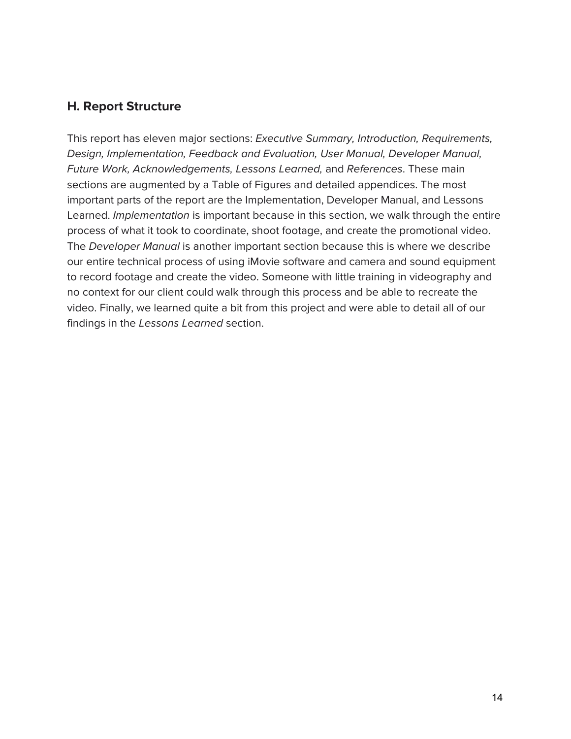## H. Report Structure

This report has eleven major sections: *Executive Summary, Introduction, Requirements, Design, Implementation, Feedback and Evaluation, User Manual, Developer Manual, Future Work, Acknowledgements, Lessons Learned,* and *References*. These main sections are augmented by a Table of Figures and detailed appendices. The most important parts of the report are the Implementation, Developer Manual, and Lessons Learned. *Implementation* is important because in this section, we walk through the entire process of what it took to coordinate, shoot footage, and create the promotional video. The *Developer Manual* is another important section because this is where we describe our entire technical process of using iMovie software and camera and sound equipment to record footage and create the video. Someone with little training in videography and no context for our client could walk through this process and be able to recreate the video. Finally, we learned quite a bit from this project and were able to detail all of our findings in the *Lessons Learned* section.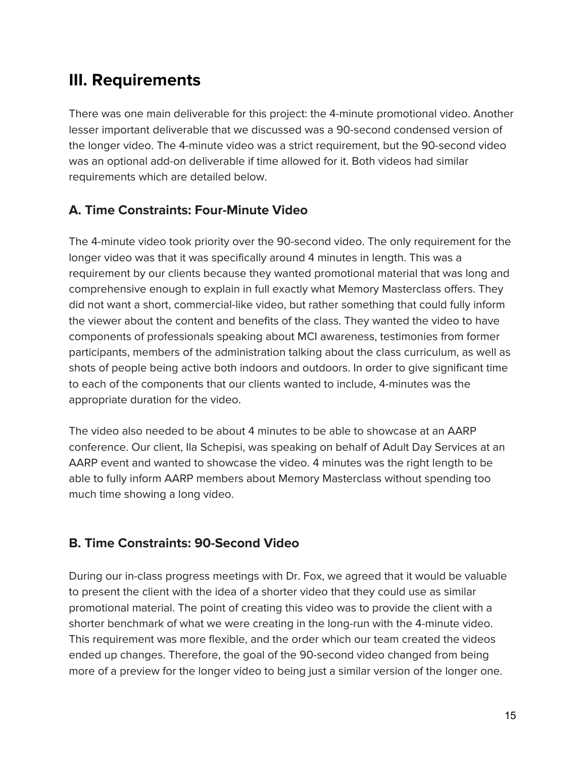## III. Requirements

There was one main deliverable for this project: the 4-minute promotional video. Another lesser important deliverable that we discussed was a 90-second condensed version of the longer video. The 4-minute video was a strict requirement, but the 90-second video was an optional add-on deliverable if time allowed for it. Both videos had similar requirements which are detailed below.

### A. Time Constraints: Four-Minute Video

The 4-minute video took priority over the 90-second video. The only requirement for the longer video was that it was specifically around 4 minutes in length. This was a requirement by our clients because they wanted promotional material that was long and comprehensive enough to explain in full exactly what Memory Masterclass offers. They did not want a short, commercial-like video, but rather something that could fully inform the viewer about the content and benefits of the class. They wanted the video to have components of professionals speaking about MCI awareness, testimonies from former participants, members of the administration talking about the class curriculum, as well as shots of people being active both indoors and outdoors. In order to give significant time to each of the components that our clients wanted to include, 4-minutes was the appropriate duration for the video.

The video also needed to be about 4 minutes to be able to showcase at an AARP conference. Our client, Ila Schepisi, was speaking on behalf of Adult Day Services at an AARP event and wanted to showcase the video. 4 minutes was the right length to be able to fully inform AARP members about Memory Masterclass without spending too much time showing a long video.

### B. Time Constraints: 90-Second Video

During our in-class progress meetings with Dr. Fox, we agreed that it would be valuable to present the client with the idea of a shorter video that they could use as similar promotional material. The point of creating this video was to provide the client with a shorter benchmark of what we were creating in the long-run with the 4-minute video. This requirement was more flexible, and the order which our team created the videos ended up changes. Therefore, the goal of the 90-second video changed from being more of a preview for the longer video to being just a similar version of the longer one.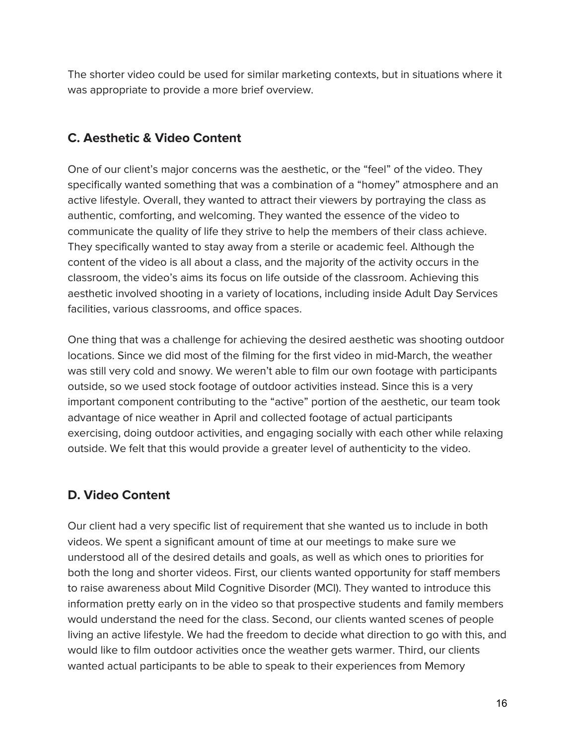The shorter video could be used for similar marketing contexts, but in situations where it was appropriate to provide a more brief overview.

### C. Aesthetic & Video Content

One of our client's major concerns was the aesthetic, or the "feel" of the video. They specifically wanted something that was a combination of a "homey" atmosphere and an active lifestyle. Overall, they wanted to attract their viewers by portraying the class as authentic, comforting, and welcoming. They wanted the essence of the video to communicate the quality of life they strive to help the members of their class achieve. They specifically wanted to stay away from a sterile or academic feel. Although the content of the video is all about a class, and the majority of the activity occurs in the classroom, the video's aims its focus on life outside of the classroom. Achieving this aesthetic involved shooting in a variety of locations, including inside Adult Day Services facilities, various classrooms, and office spaces.

One thing that was a challenge for achieving the desired aesthetic was shooting outdoor locations. Since we did most of the filming for the first video in mid-March, the weather was still very cold and snowy. We weren't able to film our own footage with participants outside, so we used stock footage of outdoor activities instead. Since this is a very important component contributing to the "active" portion of the aesthetic, our team took advantage of nice weather in April and collected footage of actual participants exercising, doing outdoor activities, and engaging socially with each other while relaxing outside. We felt that this would provide a greater level of authenticity to the video.

### D. Video Content

Our client had a very specific list of requirement that she wanted us to include in both videos. We spent a significant amount of time at our meetings to make sure we understood all of the desired details and goals, as well as which ones to priorities for both the long and shorter videos. First, our clients wanted opportunity for staff members to raise awareness about Mild Cognitive Disorder (MCI). They wanted to introduce this information pretty early on in the video so that prospective students and family members would understand the need for the class. Second, our clients wanted scenes of people living an active lifestyle. We had the freedom to decide what direction to go with this, and would like to film outdoor activities once the weather gets warmer. Third, our clients wanted actual participants to be able to speak to their experiences from Memory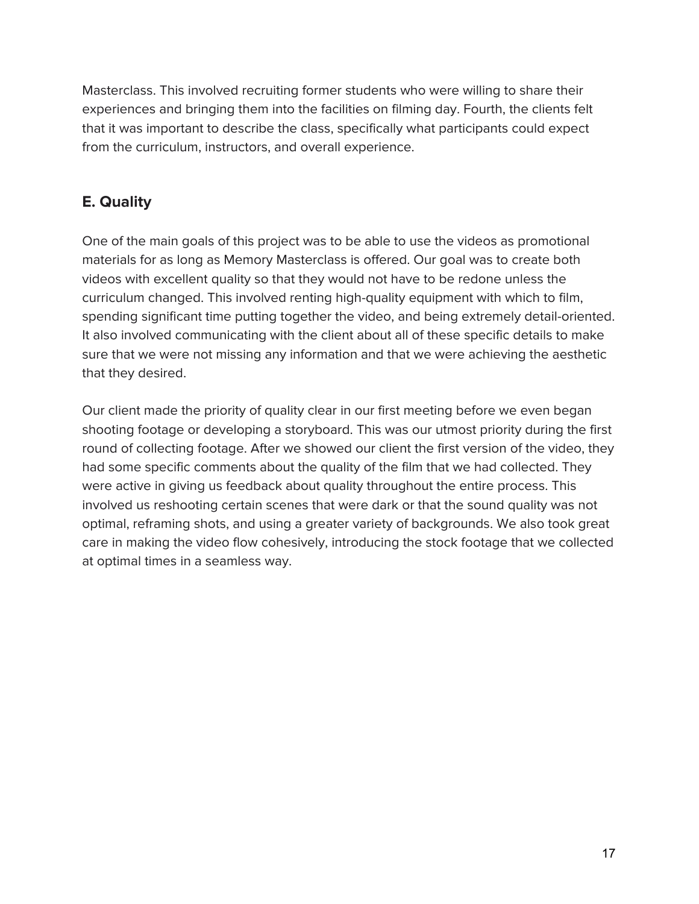Masterclass. This involved recruiting former students who were willing to share their experiences and bringing them into the facilities on filming day. Fourth, the clients felt that it was important to describe the class, specifically what participants could expect from the curriculum, instructors, and overall experience.

## E. Quality

One of the main goals of this project was to be able to use the videos as promotional materials for as long as Memory Masterclass is offered. Our goal was to create both videos with excellent quality so that they would not have to be redone unless the curriculum changed. This involved renting high-quality equipment with which to film, spending significant time putting together the video, and being extremely detail-oriented. It also involved communicating with the client about all of these specific details to make sure that we were not missing any information and that we were achieving the aesthetic that they desired.

Our client made the priority of quality clear in our first meeting before we even began shooting footage or developing a storyboard. This was our utmost priority during the first round of collecting footage. After we showed our client the first version of the video, they had some specific comments about the quality of the film that we had collected. They were active in giving us feedback about quality throughout the entire process. This involved us reshooting certain scenes that were dark or that the sound quality was not optimal, reframing shots, and using a greater variety of backgrounds. We also took great care in making the video flow cohesively, introducing the stock footage that we collected at optimal times in a seamless way.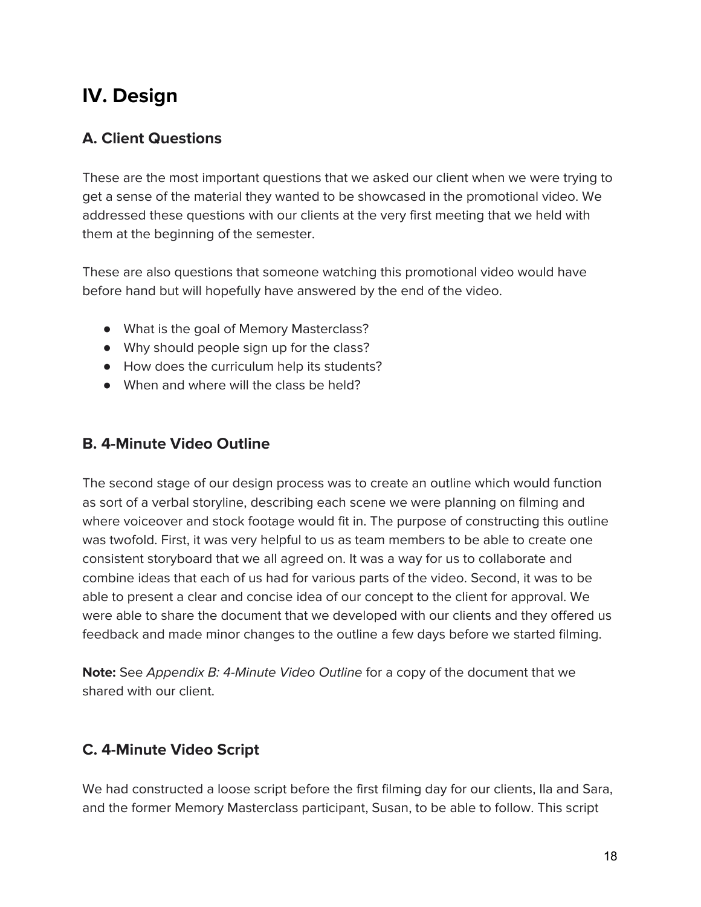# IV. Design

## A. Client Questions

These are the most important questions that we asked our client when we were trying to get a sense of the material they wanted to be showcased in the promotional video. We addressed these questions with our clients at the very first meeting that we held with them at the beginning of the semester.

These are also questions that someone watching this promotional video would have before hand but will hopefully have answered by the end of the video.

- What is the goal of Memory Masterclass?
- Why should people sign up for the class?
- How does the curriculum help its students?
- When and where will the class be held?

## B. 4-Minute Video Outline

The second stage of our design process was to create an outline which would function as sort of a verbal storyline, describing each scene we were planning on filming and where voiceover and stock footage would fit in. The purpose of constructing this outline was twofold. First, it was very helpful to us as team members to be able to create one consistent storyboard that we all agreed on. It was a way for us to collaborate and combine ideas that each of us had for various parts of the video. Second, it was to be able to present a clear and concise idea of our concept to the client for approval. We were able to share the document that we developed with our clients and they offered us feedback and made minor changes to the outline a few days before we started filming.

**Note:** See *Appendix B: 4-Minute Video Outline* for a copy of the document that we shared with our client.

## C. 4-Minute Video Script

We had constructed a loose script before the first filming day for our clients, Ila and Sara, and the former Memory Masterclass participant, Susan, to be able to follow. This script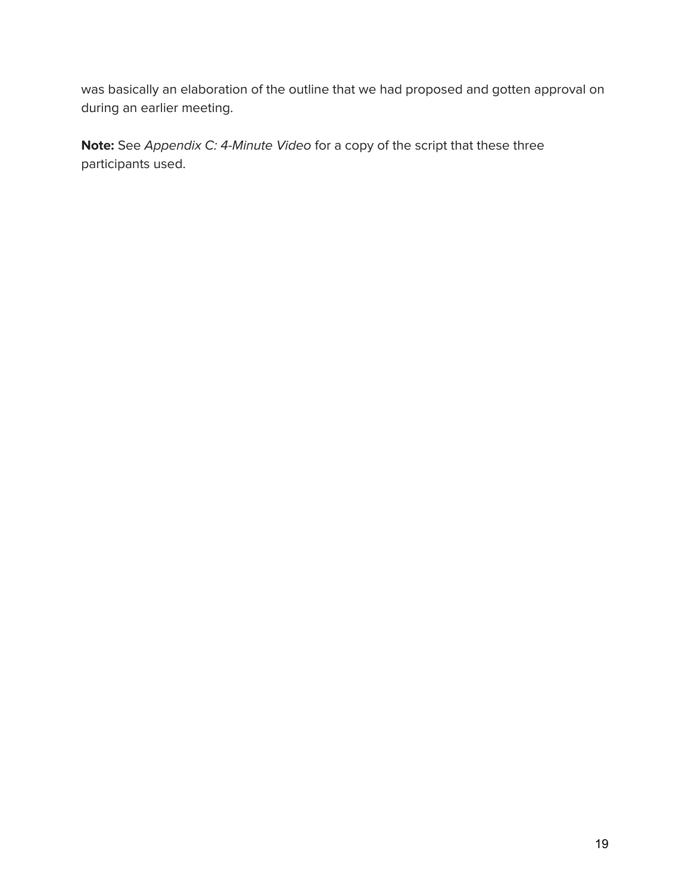was basically an elaboration of the outline that we had proposed and gotten approval on during an earlier meeting.

**Note:** See *Appendix C: 4-Minute Video* for a copy of the script that these three participants used.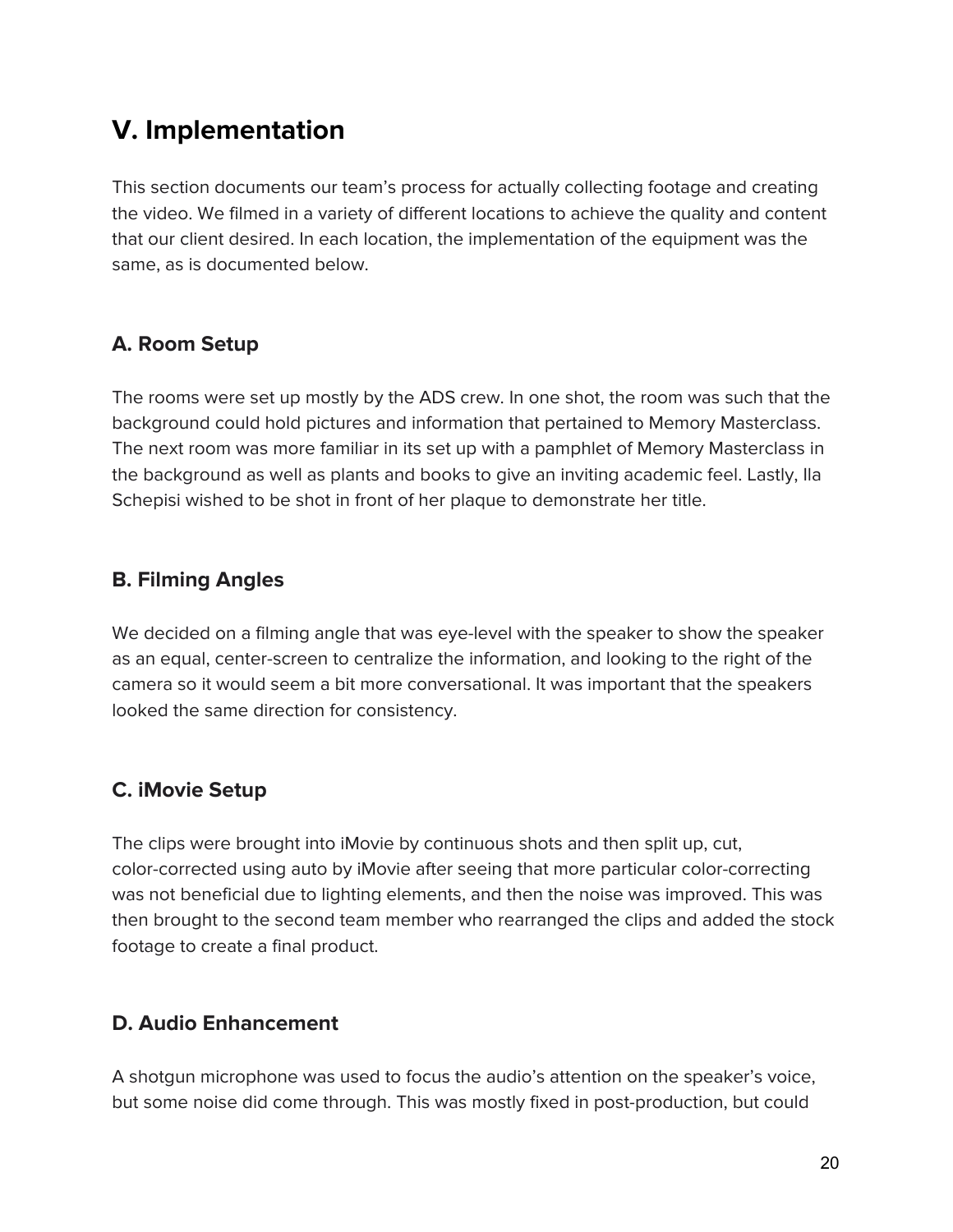## V. Implementation

This section documents our team's process for actually collecting footage and creating the video. We filmed in a variety of different locations to achieve the quality and content that our client desired. In each location, the implementation of the equipment was the same, as is documented below.

### A. Room Setup

The rooms were set up mostly by the ADS crew. In one shot, the room was such that the background could hold pictures and information that pertained to Memory Masterclass. The next room was more familiar in its set up with a pamphlet of Memory Masterclass in the background as well as plants and books to give an inviting academic feel. Lastly, Ila Schepisi wished to be shot in front of her plaque to demonstrate her title.

### B. Filming Angles

We decided on a filming angle that was eye-level with the speaker to show the speaker as an equal, center-screen to centralize the information, and looking to the right of the camera so it would seem a bit more conversational. It was important that the speakers looked the same direction for consistency.

### C. iMovie Setup

The clips were brought into iMovie by continuous shots and then split up, cut, color-corrected using auto by iMovie after seeing that more particular color-correcting was not beneficial due to lighting elements, and then the noise was improved. This was then brought to the second team member who rearranged the clips and added the stock footage to create a final product.

### D. Audio Enhancement

A shotgun microphone was used to focus the audio's attention on the speaker's voice, but some noise did come through. This was mostly fixed in post-production, but could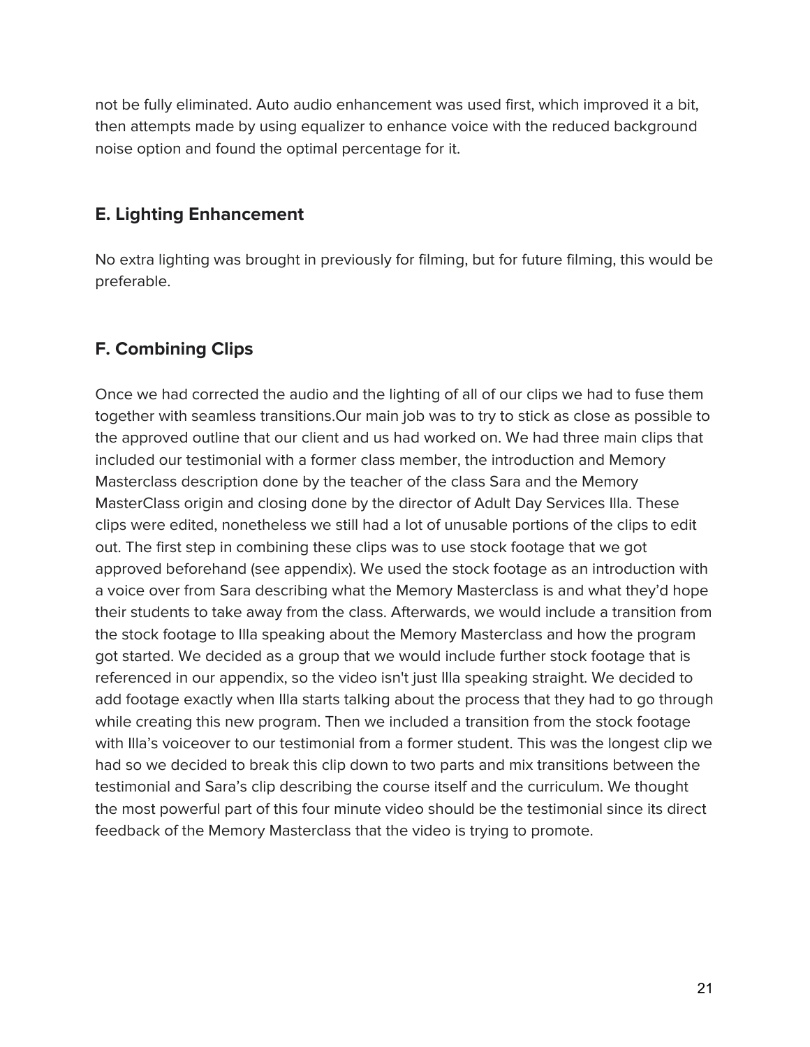not be fully eliminated. Auto audio enhancement was used first, which improved it a bit, then attempts made by using equalizer to enhance voice with the reduced background noise option and found the optimal percentage for it.

### E. Lighting Enhancement

No extra lighting was brought in previously for filming, but for future filming, this would be preferable.

### F. Combining Clips

Once we had corrected the audio and the lighting of all of our clips we had to fuse them together with seamless transitions.Our main job was to try to stick as close as possible to the approved outline that our client and us had worked on. We had three main clips that included our testimonial with a former class member, the introduction and Memory Masterclass description done by the teacher of the class Sara and the Memory MasterClass origin and closing done by the director of Adult Day Services Illa. These clips were edited, nonetheless we still had a lot of unusable portions of the clips to edit out. The first step in combining these clips was to use stock footage that we got approved beforehand (see appendix). We used the stock footage as an introduction with a voice over from Sara describing what the Memory Masterclass is and what they'd hope their students to take away from the class. Afterwards, we would include a transition from the stock footage to Illa speaking about the Memory Masterclass and how the program got started. We decided as a group that we would include further stock footage that is referenced in our appendix, so the video isn't just Illa speaking straight. We decided to add footage exactly when Illa starts talking about the process that they had to go through while creating this new program. Then we included a transition from the stock footage with Illa's voiceover to our testimonial from a former student. This was the longest clip we had so we decided to break this clip down to two parts and mix transitions between the testimonial and Sara's clip describing the course itself and the curriculum. We thought the most powerful part of this four minute video should be the testimonial since its direct feedback of the Memory Masterclass that the video is trying to promote.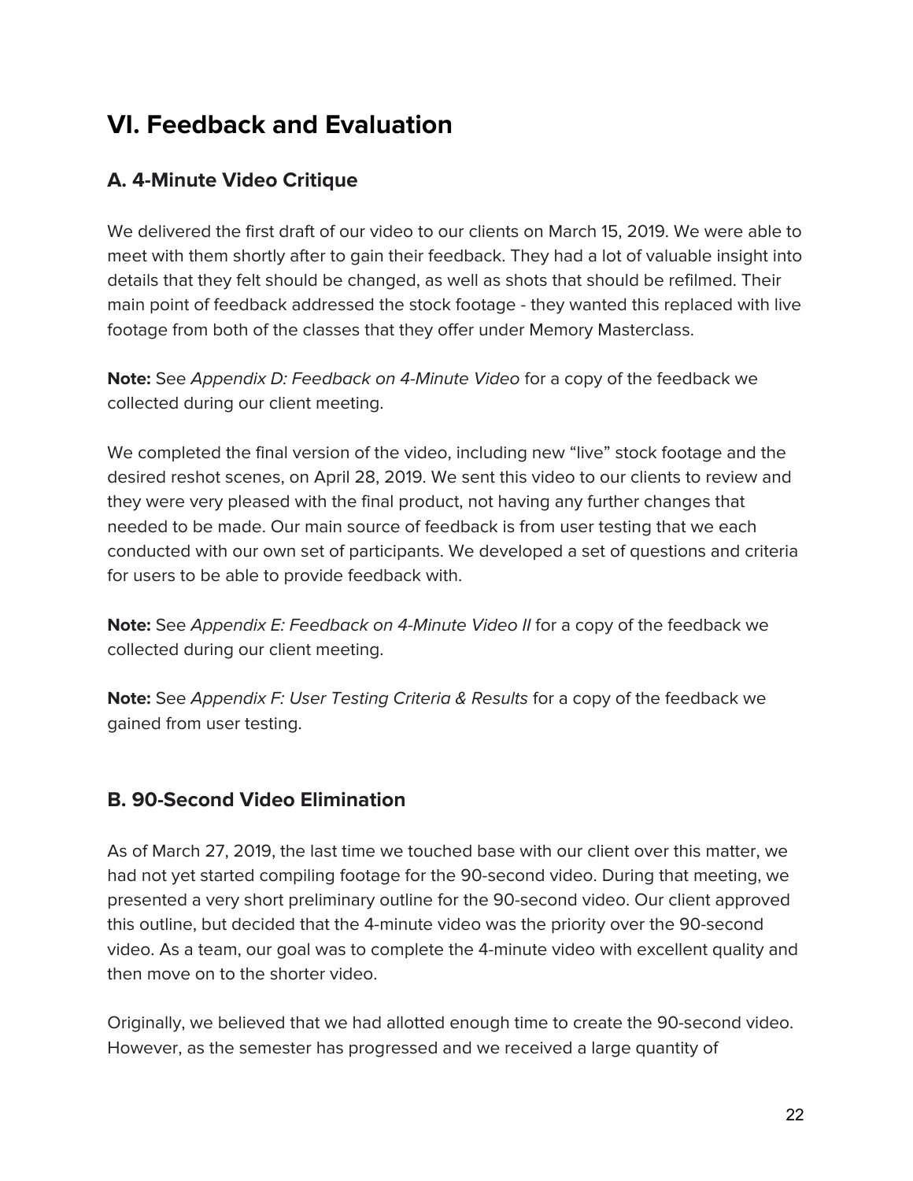# VI. Feedback and Evaluation

## A. 4-Minute Video Critique

We delivered the first draft of our video to our clients on March 15, 2019. We were able to meet with them shortly after to gain their feedback. They had a lot of valuable insight into details that they felt should be changed, as well as shots that should be refilmed. Their main point of feedback addressed the stock footage - they wanted this replaced with live footage from both of the classes that they offer under Memory Masterclass.

**Note:** See *Appendix D: Feedback on 4-Minute Video* for a copy of the feedback we collected during our client meeting.

We completed the final version of the video, including new "live" stock footage and the desired reshot scenes, on April 28, 2019. We sent this video to our clients to review and they were very pleased with the final product, not having any further changes that needed to be made. Our main source of feedback is from user testing that we each conducted with our own set of participants. We developed a set of questions and criteria for users to be able to provide feedback with.

**Note:** See *Appendix E: Feedback on 4-Minute Video II* for a copy of the feedback we collected during our client meeting.

**Note:** See *Appendix F: User Testing Criteria & Results* for a copy of the feedback we gained from user testing.

## B. 90-Second Video Elimination

As of March 27, 2019, the last time we touched base with our client over this matter, we had not yet started compiling footage for the 90-second video. During that meeting, we presented a very short preliminary outline for the 90-second video. Our client approved this outline, but decided that the 4-minute video was the priority over the 90-second video. As a team, our goal was to complete the 4-minute video with excellent quality and then move on to the shorter video.

Originally, we believed that we had allotted enough time to create the 90-second video. However, as the semester has progressed and we received a large quantity of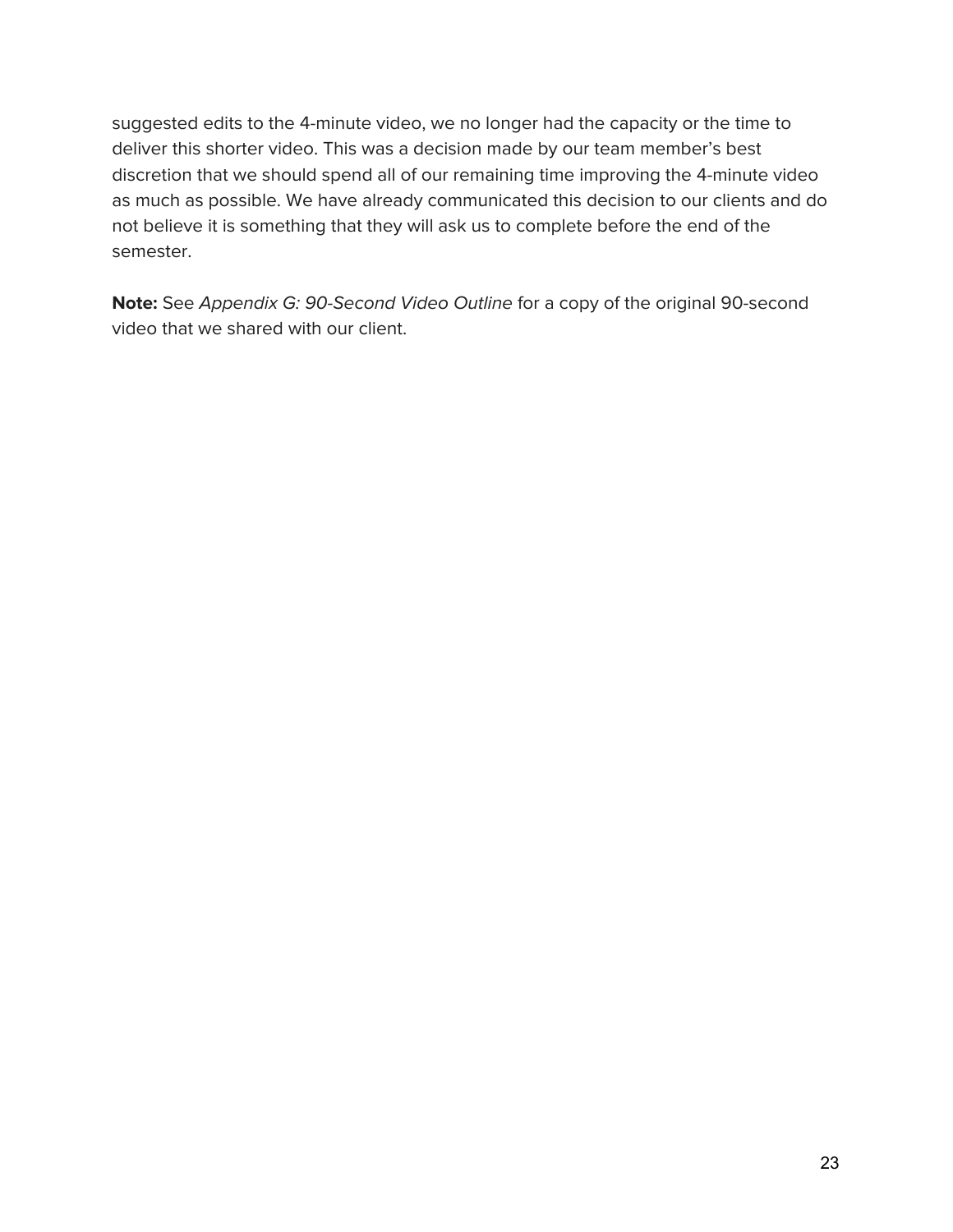suggested edits to the 4-minute video, we no longer had the capacity or the time to deliver this shorter video. This was a decision made by our team member's best discretion that we should spend all of our remaining time improving the 4-minute video as much as possible. We have already communicated this decision to our clients and do not believe it is something that they will ask us to complete before the end of the semester.

**Note:** See *Appendix G: 90-Second Video Outline* for a copy of the original 90-second video that we shared with our client.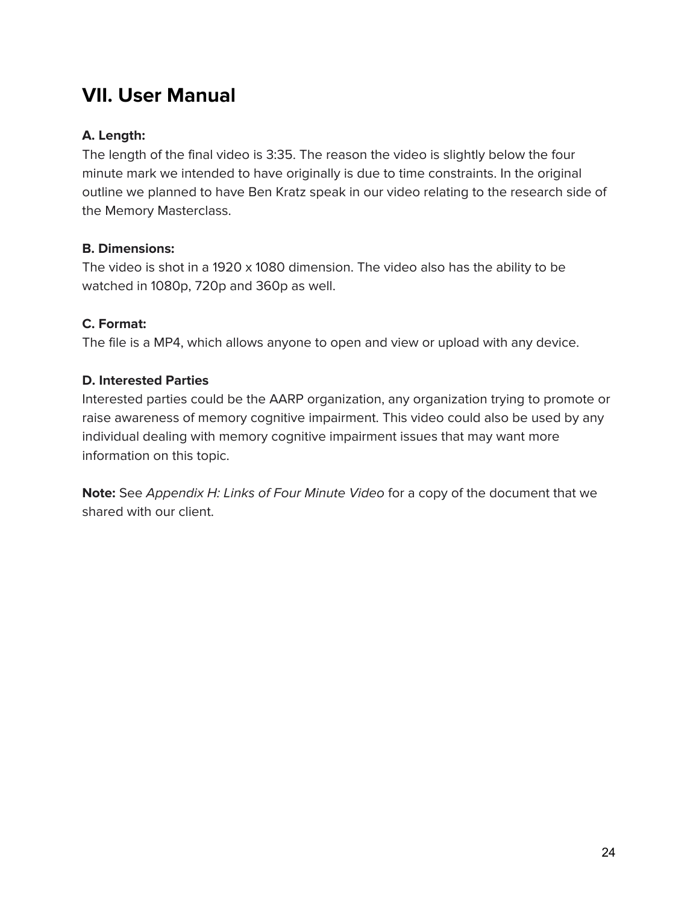## VII. User Manual

**A. Length:**

The length of the final video is 3:35. The reason the video is slightly below the four minute mark we intended to have originally is due to time constraints. In the original outline we planned to have Ben Kratz speak in our video relating to the research side of the Memory Masterclass.

**B. Dimensions:**

The video is shot in a 1920 x 1080 dimension. The video also has the ability to be watched in 1080p, 720p and 360p as well.

**C. Format:**

The file is a MP4, which allows anyone to open and view or upload with any device.

**D. Interested Parties**

Interested parties could be the AARP organization, any organization trying to promote or raise awareness of memory cognitive impairment. This video could also be used by any individual dealing with memory cognitive impairment issues that may want more information on this topic.

**Note:** See *Appendix H: Links of Four Minute Video* for a copy of the document that we shared with our client.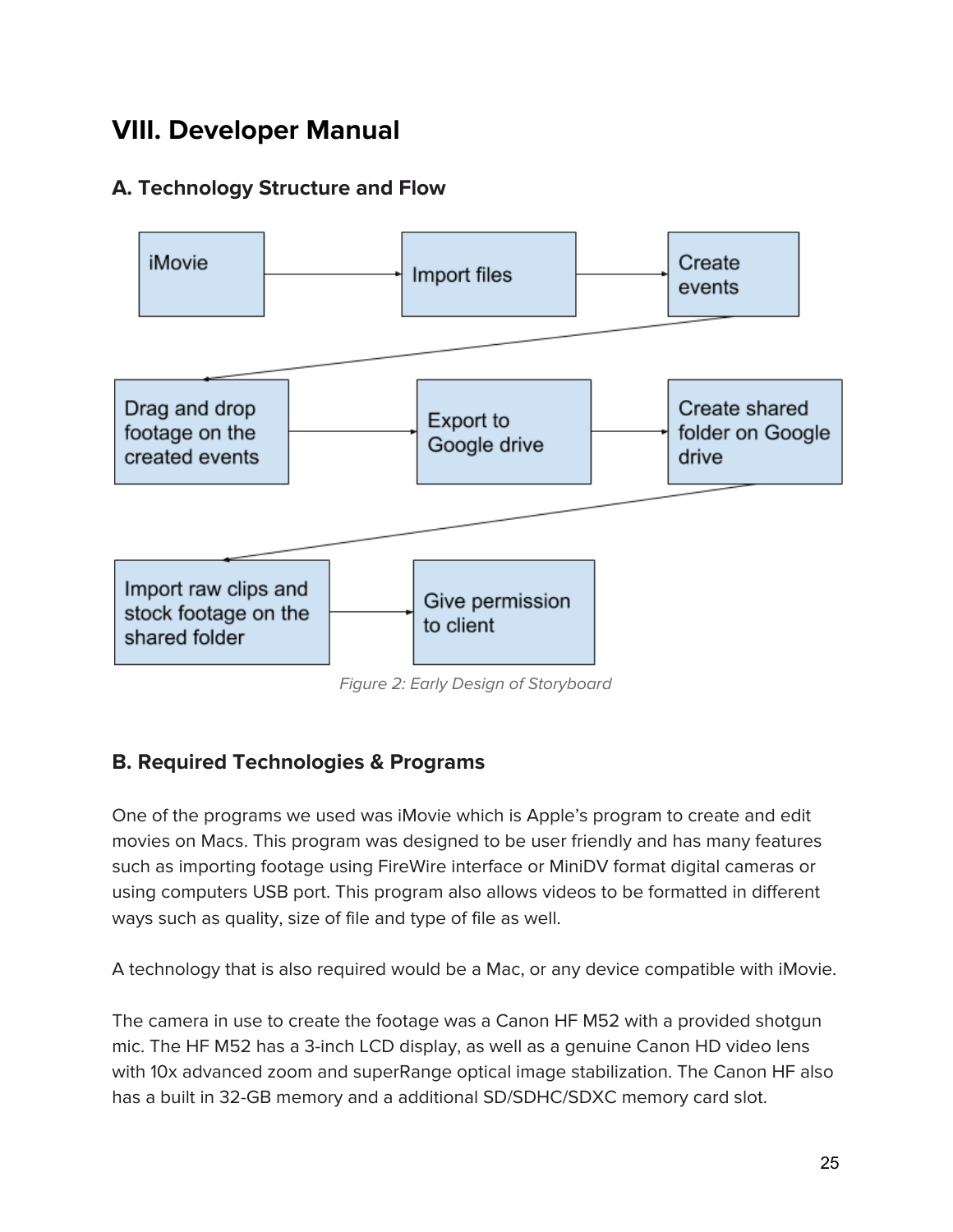# VIII. Developer Manual

## A. Technology Structure and Flow

iMovie → Import files → Create events → Drag and drop footage on the created events → Export to Google drive → Create shared folder on Google drive → Import raw clips and stock footage on the shared folder → Give permission to client

*Figure 2: Early Design of Storyboard*

## B. Required Technologies & Programs

One of the programs we used was iMovie which is Apple's program to create and edit movies on Macs. This program was designed to be user friendly and has many features such as importing footage using FireWire interface or MiniDV format digital cameras or using computers USB port. This program also allows videos to be formatted in different ways such as quality, size of file and type of file as well.

A technology that is also required would be a Mac, or any device compatible with iMovie.

The camera in use to create the footage was a Canon HF M52 with a provided shotgun mic. The HF M52 has a 3-inch LCD display, as well as a genuine Canon HD video lens with 10x advanced zoom and superRange optical image stabilization. The Canon HF also has a built in 32-GB memory and a additional SD/SDHC/SDXC memory card slot.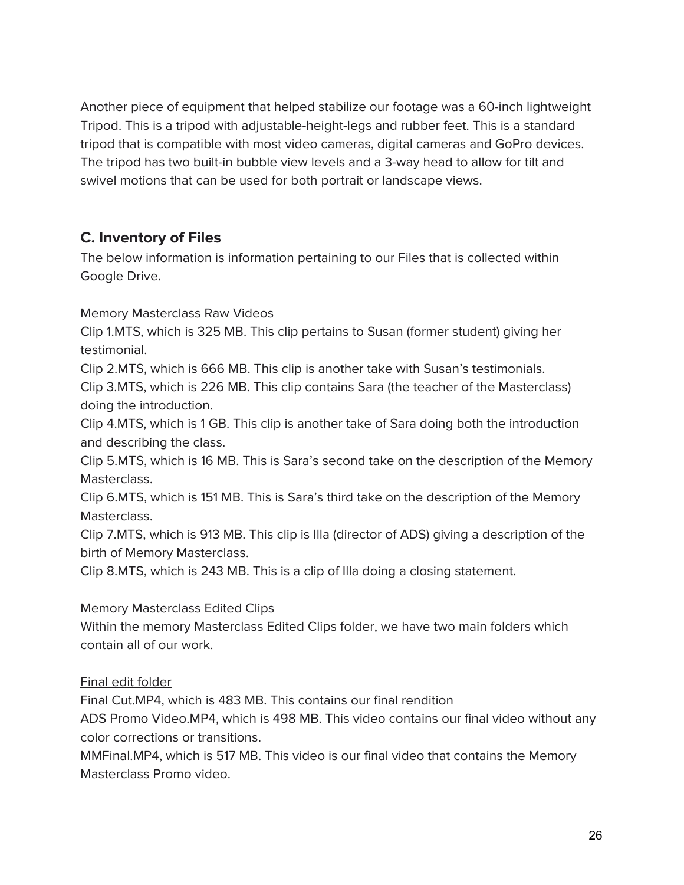Another piece of equipment that helped stabilize our footage was a 60-inch lightweight Tripod. This is a tripod with adjustable-height-legs and rubber feet. This is a standard tripod that is compatible with most video cameras, digital cameras and GoPro devices. The tripod has two built-in bubble view levels and a 3-way head to allow for tilt and swivel motions that can be used for both portrait or landscape views.

## C. Inventory of Files

The below information is information pertaining to our Files that is collected within Google Drive.

<u>Memory Masterclass Raw Videos</u>

Clip 1.MTS, which is 325 MB. This clip pertains to Susan (former student) giving her testimonial.
Clip 2.MTS, which is 666 MB. This clip is another take with Susan's testimonials.
Clip 3.MTS, which is 226 MB. This clip contains Sara (the teacher of the Masterclass) doing the introduction.
Clip 4.MTS, which is 1 GB. This clip is another take of Sara doing both the introduction and describing the class.
Clip 5.MTS, which is 16 MB. This is Sara's second take on the description of the Memory Masterclass.
Clip 6.MTS, which is 151 MB. This is Sara's third take on the description of the Memory Masterclass.
Clip 7.MTS, which is 913 MB. This clip is Illa (director of ADS) giving a description of the birth of Memory Masterclass.
Clip 8.MTS, which is 243 MB. This is a clip of Illa doing a closing statement.

<u>Memory Masterclass Edited Clips</u>

Within the memory Masterclass Edited Clips folder, we have two main folders which contain all of our work.

<u>Final edit folder</u>

Final Cut.MP4, which is 483 MB. This contains our final rendition
ADS Promo Video.MP4, which is 498 MB. This video contains our final video without any color corrections or transitions.
MMFinal.MP4, which is 517 MB. This video is our final video that contains the Memory Masterclass Promo video.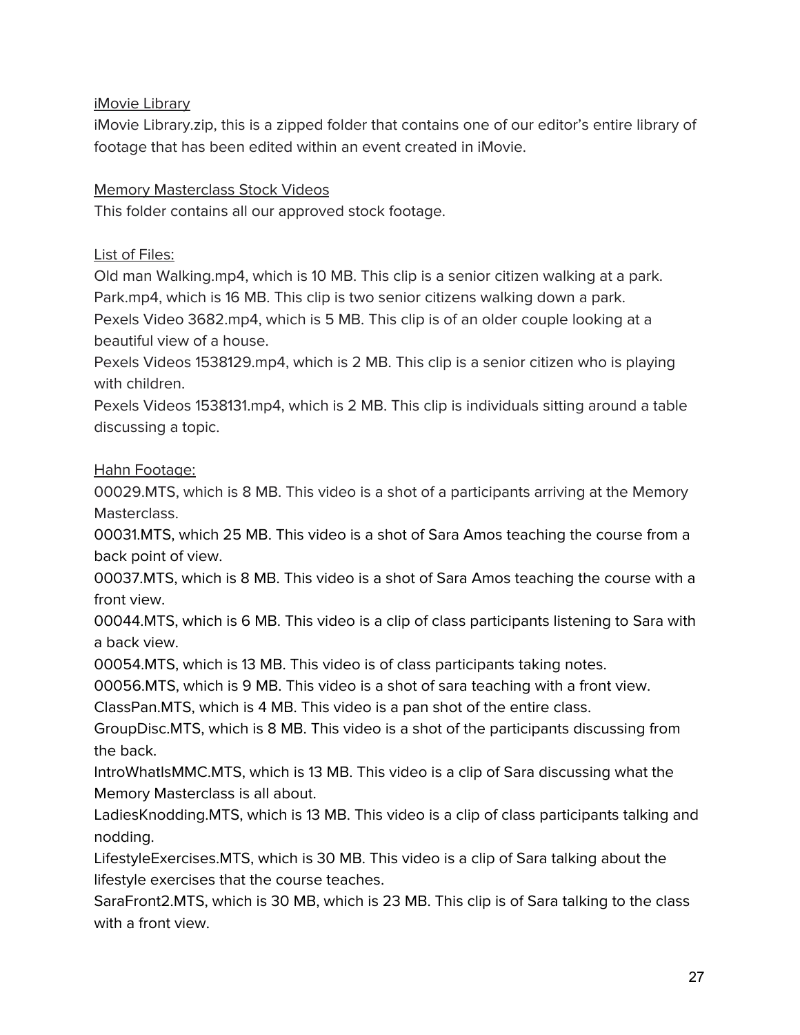<u>iMovie Library</u>
iMovie Library.zip, this is a zipped folder that contains one of our editor's entire library of footage that has been edited within an event created in iMovie.

<u>Memory Masterclass Stock Videos</u>
This folder contains all our approved stock footage.

<u>List of Files:</u>
Old man Walking.mp4, which is 10 MB. This clip is a senior citizen walking at a park.
Park.mp4, which is 16 MB. This clip is two senior citizens walking down a park.
Pexels Video 3682.mp4, which is 5 MB. This clip is of an older couple looking at a beautiful view of a house.
Pexels Videos 1538129.mp4, which is 2 MB. This clip is a senior citizen who is playing with children.
Pexels Videos 1538131.mp4, which is 2 MB. This clip is individuals sitting around a table discussing a topic.

<u>Hahn Footage:</u>
00029.MTS, which is 8 MB. This video is a shot of a participants arriving at the Memory Masterclass.
00031.MTS, which 25 MB. This video is a shot of Sara Amos teaching the course from a back point of view.
00037.MTS, which is 8 MB. This video is a shot of Sara Amos teaching the course with a front view.
00044.MTS, which is 6 MB. This video is a clip of class participants listening to Sara with a back view.
00054.MTS, which is 13 MB. This video is of class participants taking notes.
00056.MTS, which is 9 MB. This video is a shot of sara teaching with a front view.
ClassPan.MTS, which is 4 MB. This video is a pan shot of the entire class.
GroupDisc.MTS, which is 8 MB. This video is a shot of the participants discussing from the back.
IntroWhatIsMMC.MTS, which is 13 MB. This video is a clip of Sara discussing what the Memory Masterclass is all about.
LadiesKnodding.MTS, which is 13 MB. This video is a clip of class participants talking and nodding.
LifestyleExercises.MTS, which is 30 MB. This video is a clip of Sara talking about the lifestyle exercises that the course teaches.
SaraFront2.MTS, which is 30 MB, which is 23 MB. This clip is of Sara talking to the class with a front view.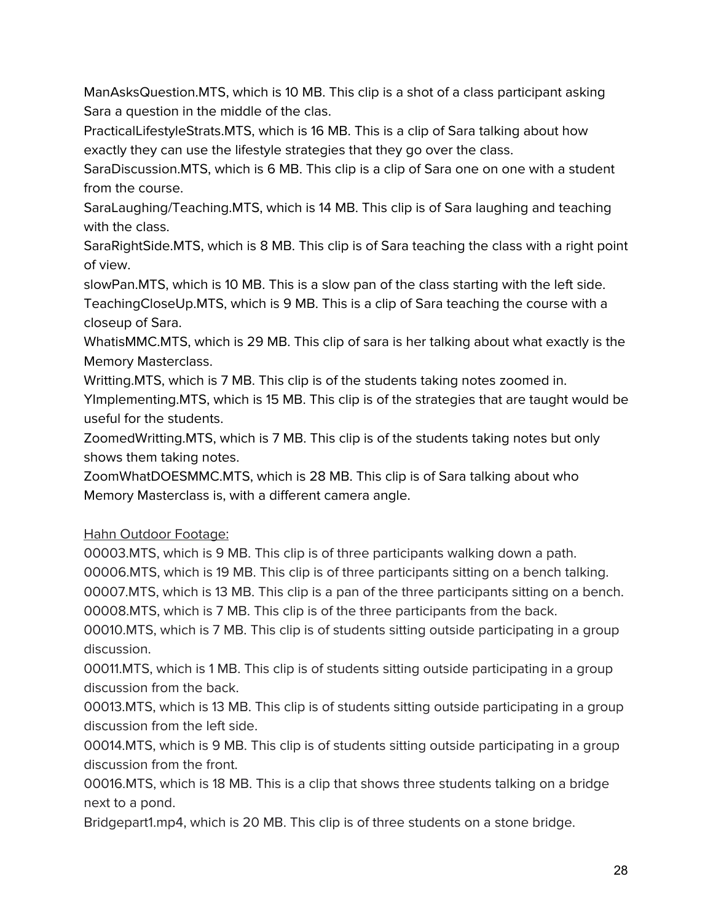ManAsksQuestion.MTS, which is 10 MB. This clip is a shot of a class participant asking Sara a question in the middle of the clas.

PracticalLifestyleStrats.MTS, which is 16 MB. This is a clip of Sara talking about how exactly they can use the lifestyle strategies that they go over the class.

SaraDiscussion.MTS, which is 6 MB. This clip is a clip of Sara one on one with a student from the course.

SaraLaughing/Teaching.MTS, which is 14 MB. This clip is of Sara laughing and teaching with the class.

SaraRightSide.MTS, which is 8 MB. This clip is of Sara teaching the class with a right point of view.

slowPan.MTS, which is 10 MB. This is a slow pan of the class starting with the left side.

TeachingCloseUp.MTS, which is 9 MB. This is a clip of Sara teaching the course with a closeup of Sara.

WhatisMMC.MTS, which is 29 MB. This clip of sara is her talking about what exactly is the Memory Masterclass.

Writting.MTS, which is 7 MB. This clip is of the students taking notes zoomed in.

YImplementing.MTS, which is 15 MB. This clip is of the strategies that are taught would be useful for the students.

ZoomedWritting.MTS, which is 7 MB. This clip is of the students taking notes but only shows them taking notes.

ZoomWhatDOESMMC.MTS, which is 28 MB. This clip is of Sara talking about who Memory Masterclass is, with a different camera angle.

<u>Hahn Outdoor Footage:</u>

00003.MTS, which is 9 MB. This clip is of three participants walking down a path.

00006.MTS, which is 19 MB. This clip is of three participants sitting on a bench talking.

00007.MTS, which is 13 MB. This clip is a pan of the three participants sitting on a bench.

00008.MTS, which is 7 MB. This clip is of the three participants from the back.

00010.MTS, which is 7 MB. This clip is of students sitting outside participating in a group discussion.

00011.MTS, which is 1 MB. This clip is of students sitting outside participating in a group discussion from the back.

00013.MTS, which is 13 MB. This clip is of students sitting outside participating in a group discussion from the left side.

00014.MTS, which is 9 MB. This clip is of students sitting outside participating in a group discussion from the front.

00016.MTS, which is 18 MB. This is a clip that shows three students talking on a bridge next to a pond.

Bridgepart1.mp4, which is 20 MB. This clip is of three students on a stone bridge.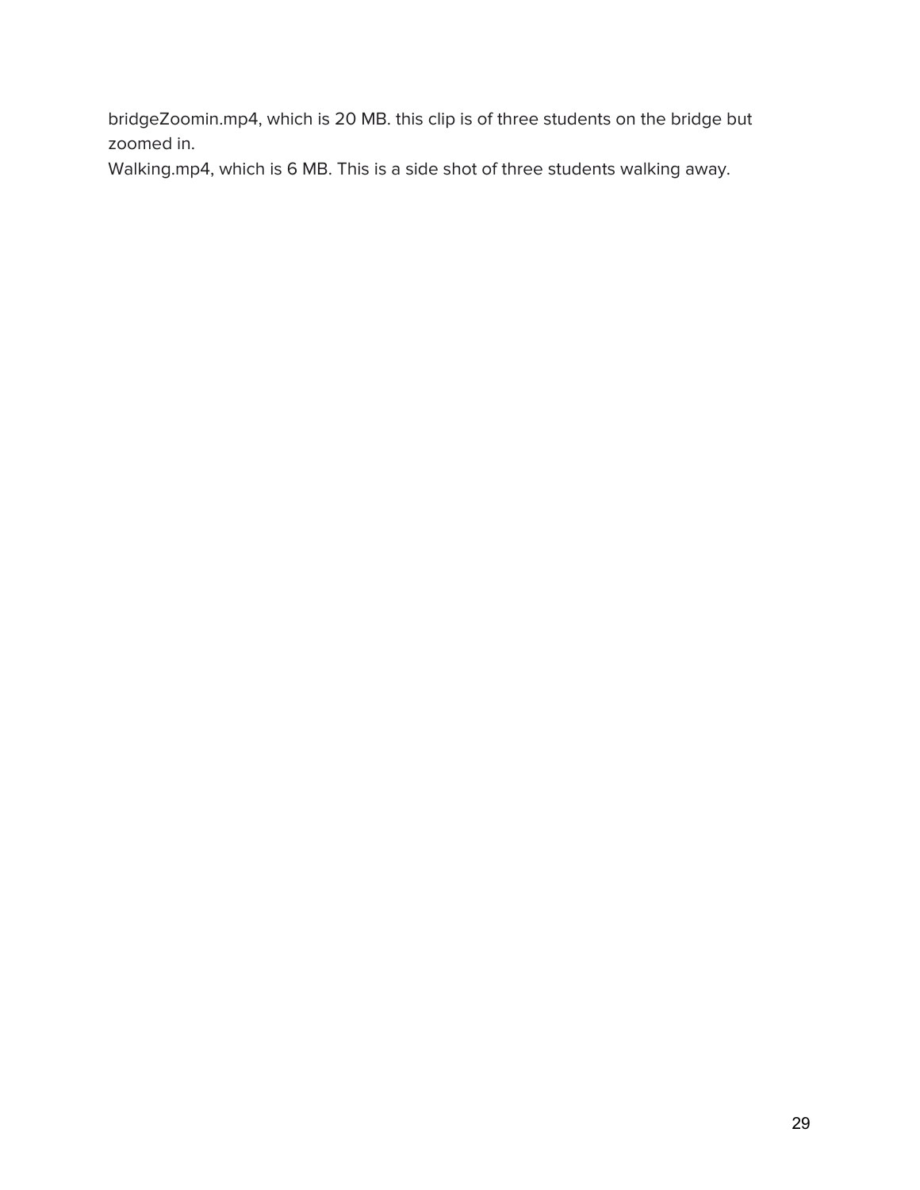bridgeZoomin.mp4, which is 20 MB. this clip is of three students on the bridge but zoomed in.
Walking.mp4, which is 6 MB. This is a side shot of three students walking away.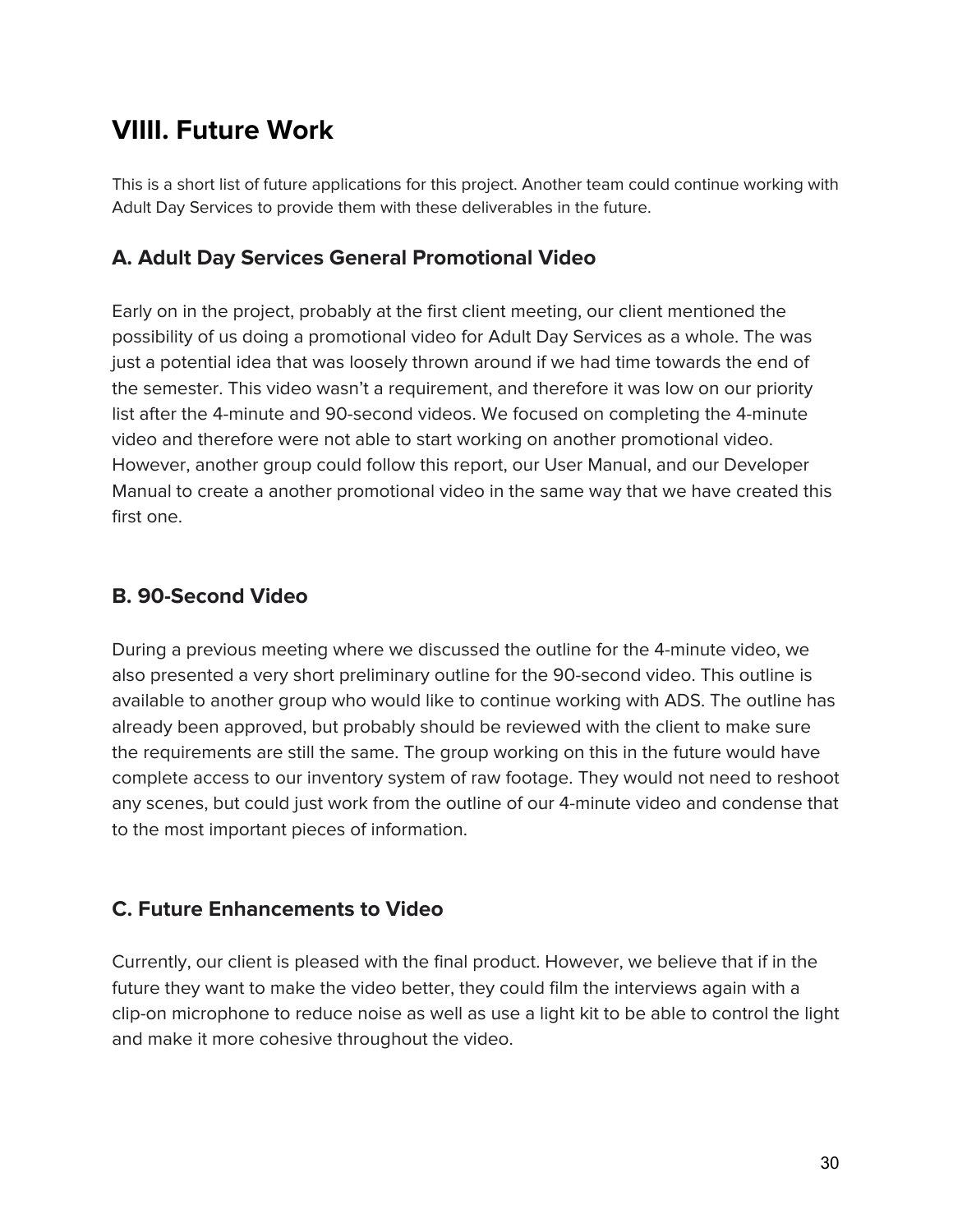## VIIII. Future Work

This is a short list of future applications for this project. Another team could continue working with Adult Day Services to provide them with these deliverables in the future.

### A. Adult Day Services General Promotional Video

Early on in the project, probably at the first client meeting, our client mentioned the possibility of us doing a promotional video for Adult Day Services as a whole. The was just a potential idea that was loosely thrown around if we had time towards the end of the semester. This video wasn't a requirement, and therefore it was low on our priority list after the 4-minute and 90-second videos. We focused on completing the 4-minute video and therefore were not able to start working on another promotional video. However, another group could follow this report, our User Manual, and our Developer Manual to create a another promotional video in the same way that we have created this first one.

### B. 90-Second Video

During a previous meeting where we discussed the outline for the 4-minute video, we also presented a very short preliminary outline for the 90-second video. This outline is available to another group who would like to continue working with ADS. The outline has already been approved, but probably should be reviewed with the client to make sure the requirements are still the same. The group working on this in the future would have complete access to our inventory system of raw footage. They would not need to reshoot any scenes, but could just work from the outline of our 4-minute video and condense that to the most important pieces of information.

### C. Future Enhancements to Video

Currently, our client is pleased with the final product. However, we believe that if in the future they want to make the video better, they could film the interviews again with a clip-on microphone to reduce noise as well as use a light kit to be able to control the light and make it more cohesive throughout the video.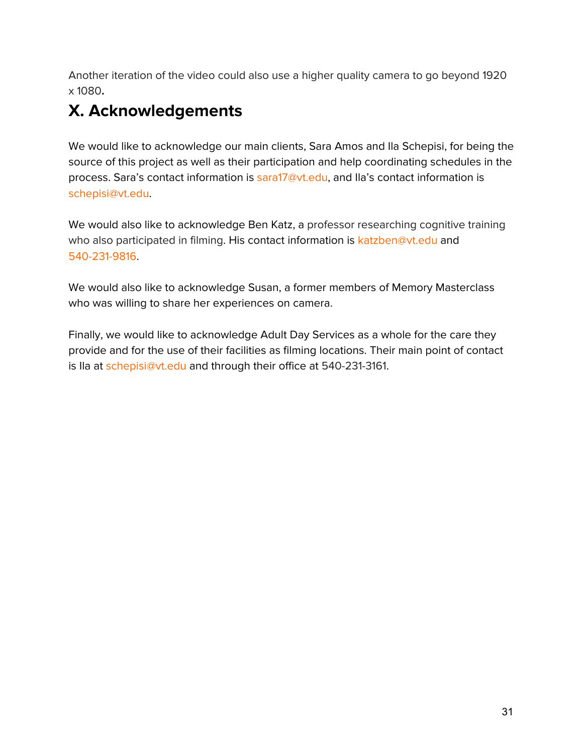Another iteration of the video could also use a higher quality camera to go beyond 1920 x 1080**.**

## X. Acknowledgements

We would like to acknowledge our main clients, Sara Amos and Ila Schepisi, for being the source of this project as well as their participation and help coordinating schedules in the process. Sara's contact information is sara17@vt.edu, and Ila's contact information is schepisi@vt.edu.

We would also like to acknowledge Ben Katz, a professor researching cognitive training who also participated in filming. His contact information is katzben@vt.edu and 540-231-9816.

We would also like to acknowledge Susan, a former members of Memory Masterclass who was willing to share her experiences on camera.

Finally, we would like to acknowledge Adult Day Services as a whole for the care they provide and for the use of their facilities as filming locations. Their main point of contact is Ila at schepisi@vt.edu and through their office at 540-231-3161.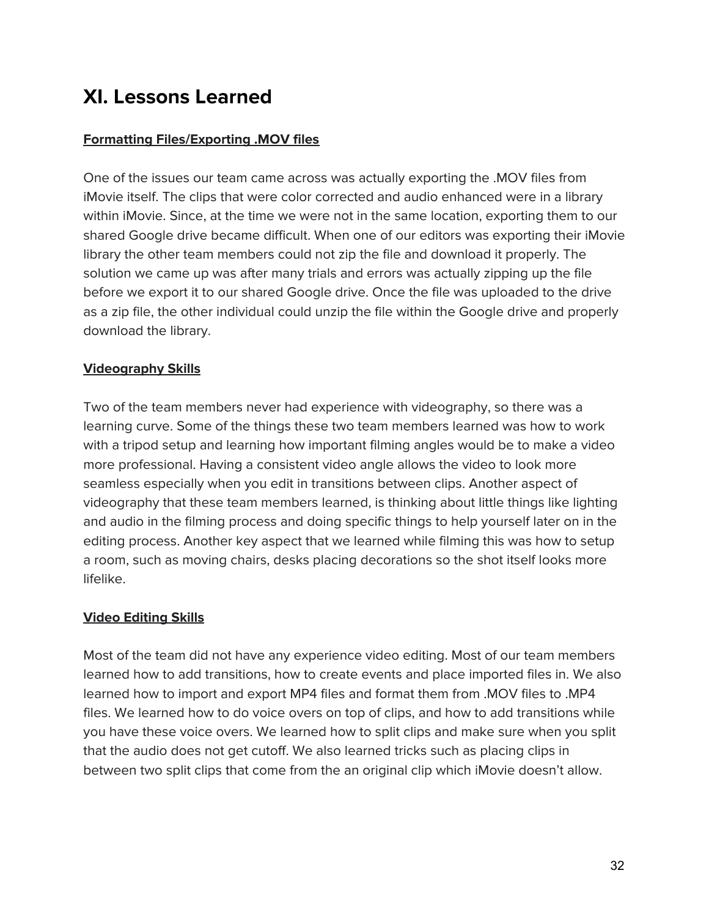# XI. Lessons Learned

**Formatting Files/Exporting .MOV files**

One of the issues our team came across was actually exporting the .MOV files from iMovie itself. The clips that were color corrected and audio enhanced were in a library within iMovie. Since, at the time we were not in the same location, exporting them to our shared Google drive became difficult. When one of our editors was exporting their iMovie library the other team members could not zip the file and download it properly. The solution we came up was after many trials and errors was actually zipping up the file before we export it to our shared Google drive. Once the file was uploaded to the drive as a zip file, the other individual could unzip the file within the Google drive and properly download the library.

**Videography Skills**

Two of the team members never had experience with videography, so there was a learning curve. Some of the things these two team members learned was how to work with a tripod setup and learning how important filming angles would be to make a video more professional. Having a consistent video angle allows the video to look more seamless especially when you edit in transitions between clips. Another aspect of videography that these team members learned, is thinking about little things like lighting and audio in the filming process and doing specific things to help yourself later on in the editing process. Another key aspect that we learned while filming this was how to setup a room, such as moving chairs, desks placing decorations so the shot itself looks more lifelike.

**Video Editing Skills**

Most of the team did not have any experience video editing. Most of our team members learned how to add transitions, how to create events and place imported files in. We also learned how to import and export MP4 files and format them from .MOV files to .MP4 files. We learned how to do voice overs on top of clips, and how to add transitions while you have these voice overs. We learned how to split clips and make sure when you split that the audio does not get cutoff. We also learned tricks such as placing clips in between two split clips that come from the an original clip which iMovie doesn't allow.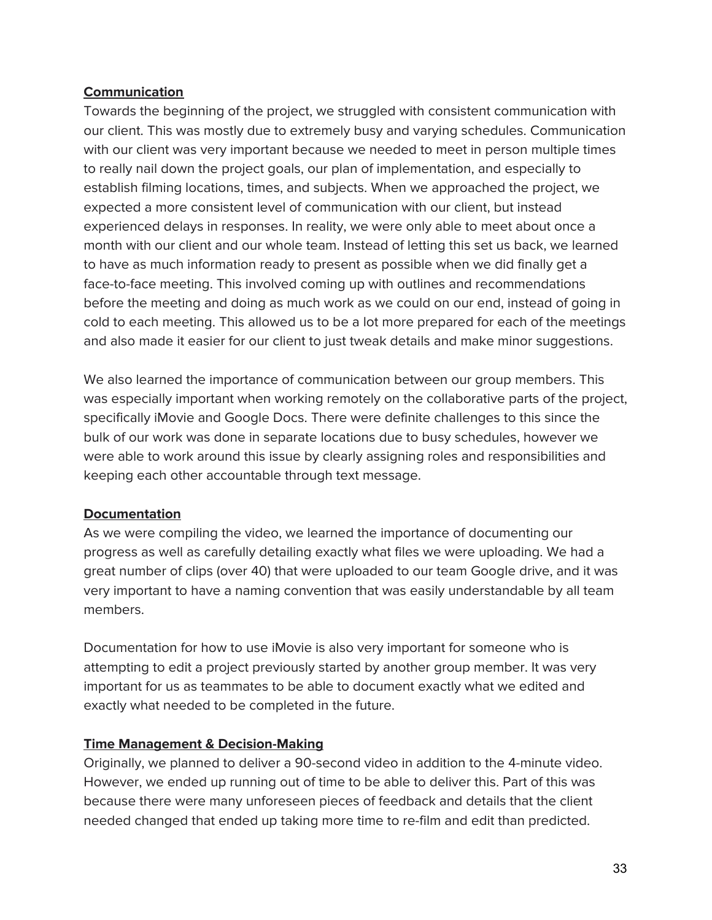**Communication**

Towards the beginning of the project, we struggled with consistent communication with our client. This was mostly due to extremely busy and varying schedules. Communication with our client was very important because we needed to meet in person multiple times to really nail down the project goals, our plan of implementation, and especially to establish filming locations, times, and subjects. When we approached the project, we expected a more consistent level of communication with our client, but instead experienced delays in responses. In reality, we were only able to meet about once a month with our client and our whole team. Instead of letting this set us back, we learned to have as much information ready to present as possible when we did finally get a face-to-face meeting. This involved coming up with outlines and recommendations before the meeting and doing as much work as we could on our end, instead of going in cold to each meeting. This allowed us to be a lot more prepared for each of the meetings and also made it easier for our client to just tweak details and make minor suggestions.

We also learned the importance of communication between our group members. This was especially important when working remotely on the collaborative parts of the project, specifically iMovie and Google Docs. There were definite challenges to this since the bulk of our work was done in separate locations due to busy schedules, however we were able to work around this issue by clearly assigning roles and responsibilities and keeping each other accountable through text message.

**Documentation**

As we were compiling the video, we learned the importance of documenting our progress as well as carefully detailing exactly what files we were uploading. We had a great number of clips (over 40) that were uploaded to our team Google drive, and it was very important to have a naming convention that was easily understandable by all team members.

Documentation for how to use iMovie is also very important for someone who is attempting to edit a project previously started by another group member. It was very important for us as teammates to be able to document exactly what we edited and exactly what needed to be completed in the future.

**Time Management & Decision-Making**

Originally, we planned to deliver a 90-second video in addition to the 4-minute video. However, we ended up running out of time to be able to deliver this. Part of this was because there were many unforeseen pieces of feedback and details that the client needed changed that ended up taking more time to re-film and edit than predicted.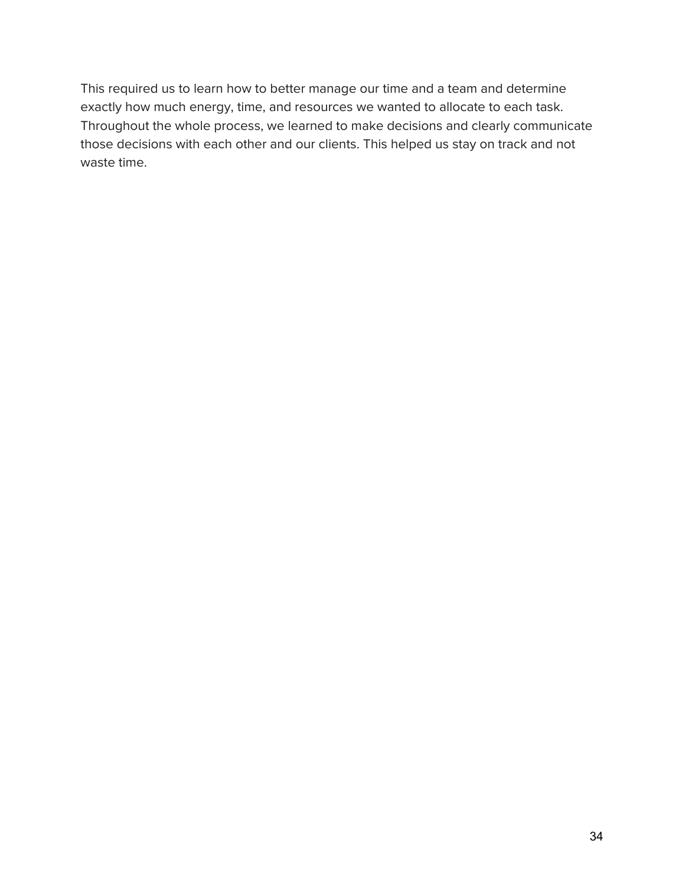This required us to learn how to better manage our time and a team and determine exactly how much energy, time, and resources we wanted to allocate to each task. Throughout the whole process, we learned to make decisions and clearly communicate those decisions with each other and our clients. This helped us stay on track and not waste time.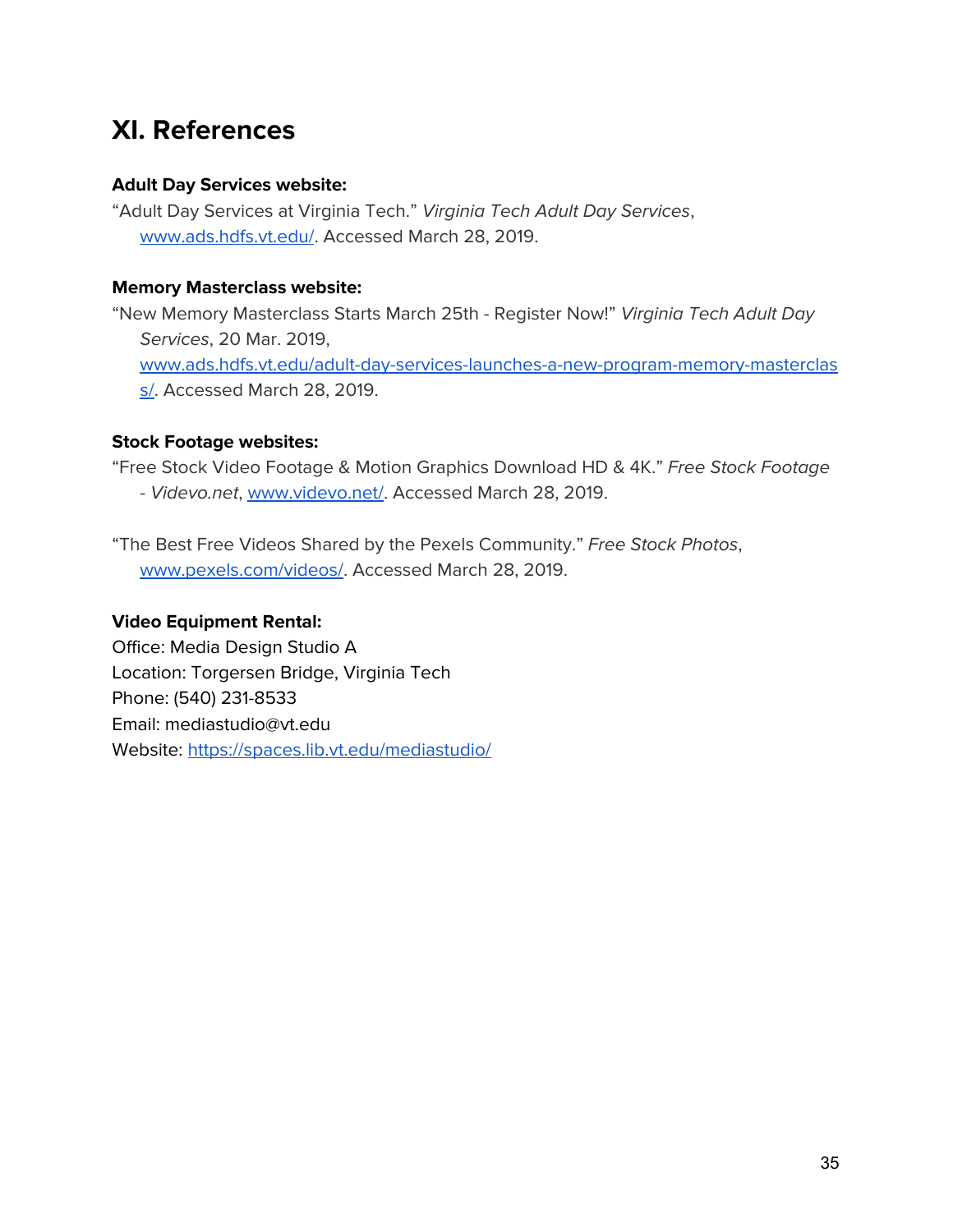# XI. References

**Adult Day Services website:**

"Adult Day Services at Virginia Tech." *Virginia Tech Adult Day Services*, www.ads.hdfs.vt.edu/. Accessed March 28, 2019.

**Memory Masterclass website:**

"New Memory Masterclass Starts March 25th - Register Now!" *Virginia Tech Adult Day Services*, 20 Mar. 2019, www.ads.hdfs.vt.edu/adult-day-services-launches-a-new-program-memory-masterclass/. Accessed March 28, 2019.

**Stock Footage websites:**

"Free Stock Video Footage & Motion Graphics Download HD & 4K." *Free Stock Footage - Videvo.net*, www.videvo.net/. Accessed March 28, 2019.

"The Best Free Videos Shared by the Pexels Community." *Free Stock Photos*, www.pexels.com/videos/. Accessed March 28, 2019.

**Video Equipment Rental:**

Office: Media Design Studio A
Location: Torgersen Bridge, Virginia Tech
Phone: (540) 231-8533
Email: mediastudio@vt.edu
Website: https://spaces.lib.vt.edu/mediastudio/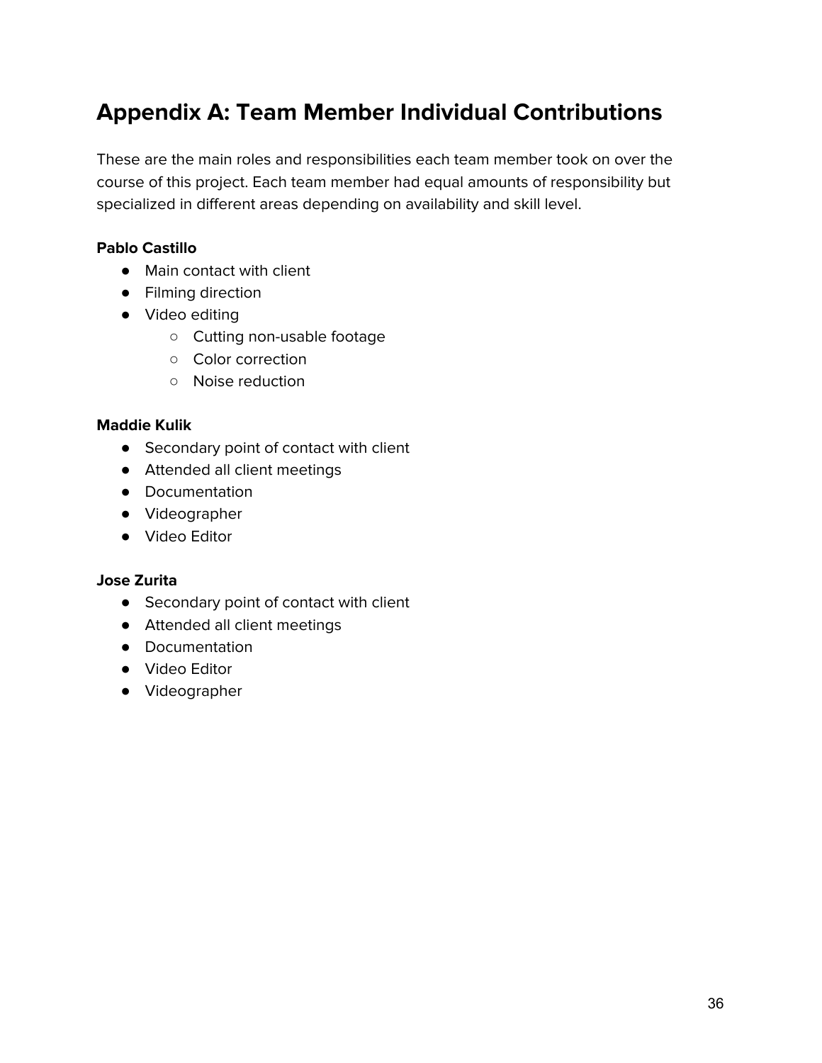## Appendix A: Team Member Individual Contributions

These are the main roles and responsibilities each team member took on over the course of this project. Each team member had equal amounts of responsibility but specialized in different areas depending on availability and skill level.

**Pablo Castillo**

- Main contact with client
- Filming direction
- Video editing
    - Cutting non-usable footage
    - Color correction
    - Noise reduction

**Maddie Kulik**

- Secondary point of contact with client
- Attended all client meetings
- Documentation
- Videographer
- Video Editor

**Jose Zurita**

- Secondary point of contact with client
- Attended all client meetings
- Documentation
- Video Editor
- Videographer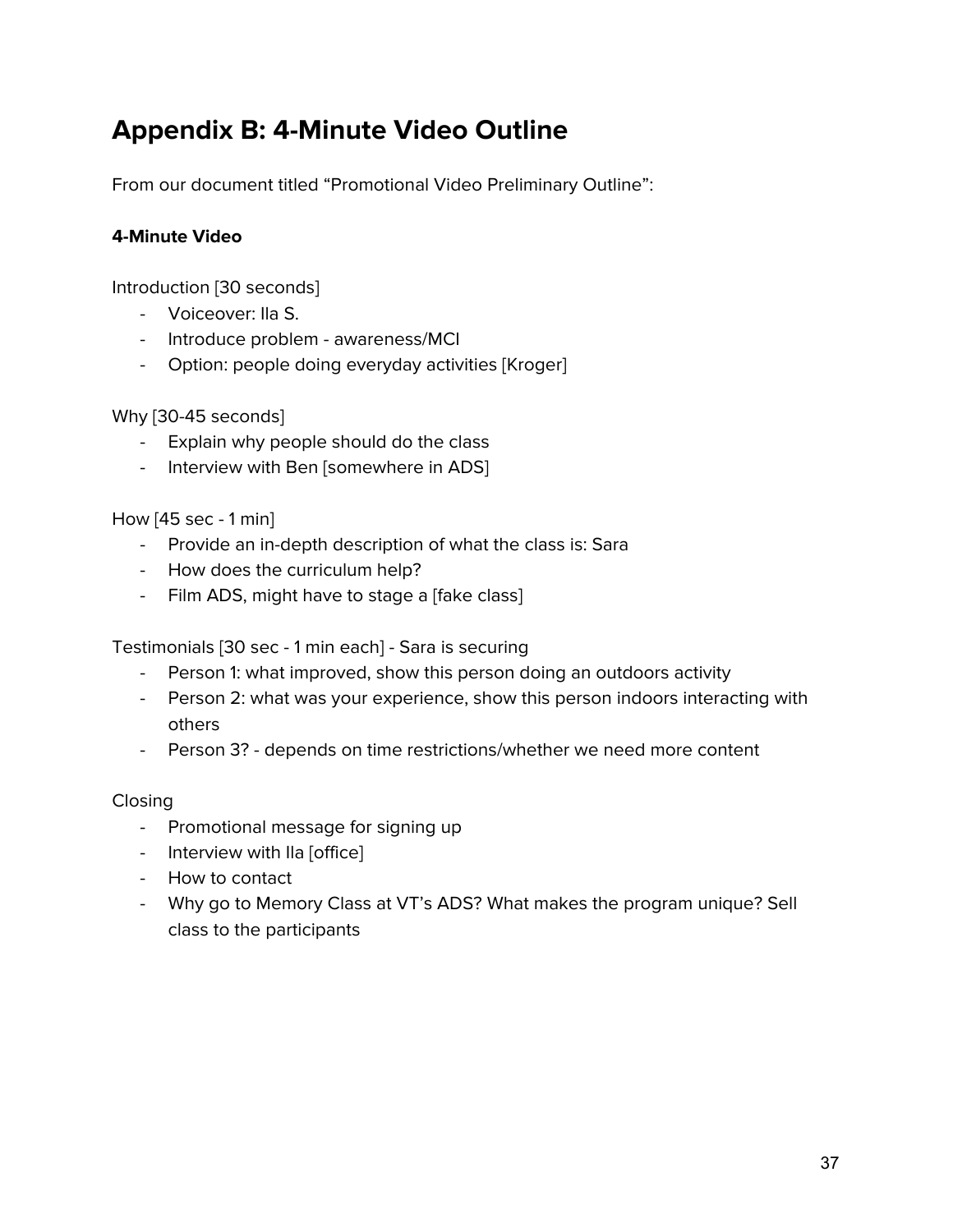## Appendix B: 4-Minute Video Outline

From our document titled "Promotional Video Preliminary Outline":

**4-Minute Video**

Introduction [30 seconds]

- Voiceover: Ila S.
- Introduce problem - awareness/MCI
- Option: people doing everyday activities [Kroger]

Why [30-45 seconds]

- Explain why people should do the class
- Interview with Ben [somewhere in ADS]

How [45 sec - 1 min]

- Provide an in-depth description of what the class is: Sara
- How does the curriculum help?
- Film ADS, might have to stage a [fake class]

Testimonials [30 sec - 1 min each] - Sara is securing

- Person 1: what improved, show this person doing an outdoors activity
- Person 2: what was your experience, show this person indoors interacting with others
- Person 3? - depends on time restrictions/whether we need more content

Closing

- Promotional message for signing up
- Interview with Ila [office]
- How to contact
- Why go to Memory Class at VT's ADS? What makes the program unique? Sell class to the participants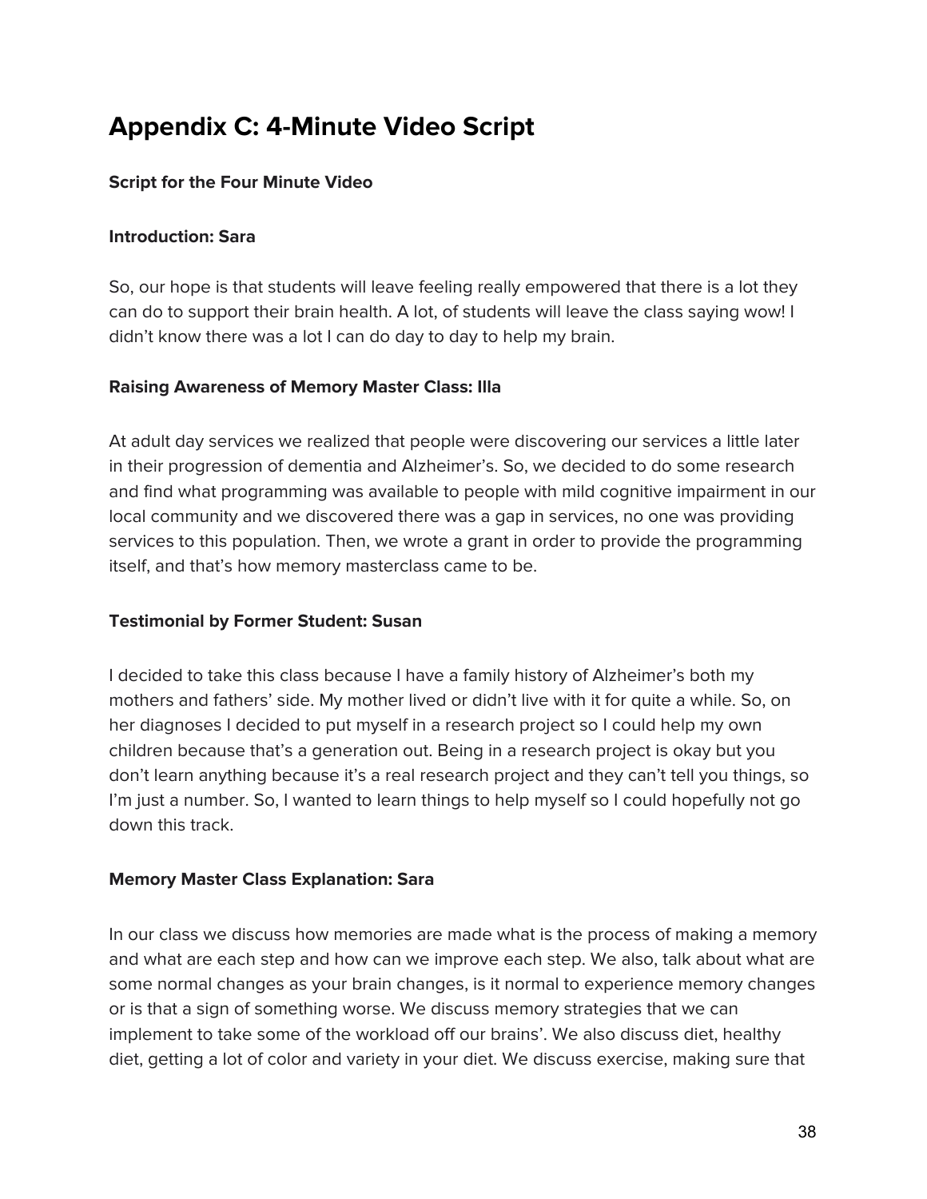# Appendix C: 4-Minute Video Script

**Script for the Four Minute Video**

**Introduction: Sara**

So, our hope is that students will leave feeling really empowered that there is a lot they can do to support their brain health. A lot, of students will leave the class saying wow! I didn't know there was a lot I can do day to day to help my brain.

**Raising Awareness of Memory Master Class: Illa**

At adult day services we realized that people were discovering our services a little later in their progression of dementia and Alzheimer's. So, we decided to do some research and find what programming was available to people with mild cognitive impairment in our local community and we discovered there was a gap in services, no one was providing services to this population. Then, we wrote a grant in order to provide the programming itself, and that's how memory masterclass came to be.

**Testimonial by Former Student: Susan**

I decided to take this class because I have a family history of Alzheimer's both my mothers and fathers' side. My mother lived or didn't live with it for quite a while. So, on her diagnoses I decided to put myself in a research project so I could help my own children because that's a generation out. Being in a research project is okay but you don't learn anything because it's a real research project and they can't tell you things, so I'm just a number. So, I wanted to learn things to help myself so I could hopefully not go down this track.

**Memory Master Class Explanation: Sara**

In our class we discuss how memories are made what is the process of making a memory and what are each step and how can we improve each step. We also, talk about what are some normal changes as your brain changes, is it normal to experience memory changes or is that a sign of something worse. We discuss memory strategies that we can implement to take some of the workload off our brains'. We also discuss diet, healthy diet, getting a lot of color and variety in your diet. We discuss exercise, making sure that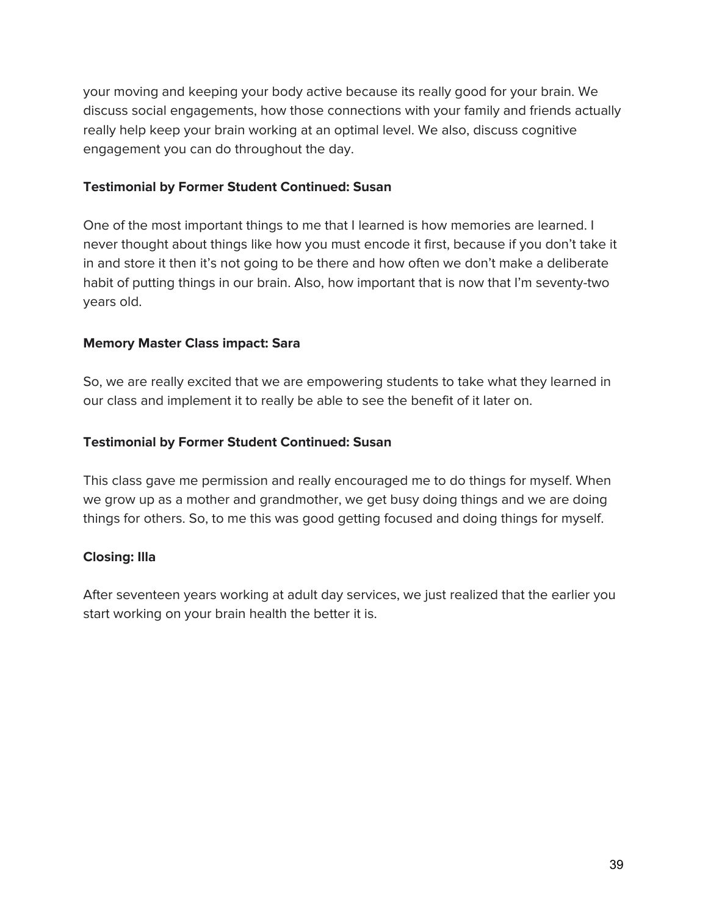your moving and keeping your body active because its really good for your brain. We discuss social engagements, how those connections with your family and friends actually really help keep your brain working at an optimal level. We also, discuss cognitive engagement you can do throughout the day.

**Testimonial by Former Student Continued: Susan**

One of the most important things to me that I learned is how memories are learned. I never thought about things like how you must encode it first, because if you don't take it in and store it then it's not going to be there and how often we don't make a deliberate habit of putting things in our brain. Also, how important that is now that I'm seventy-two years old.

**Memory Master Class impact: Sara**

So, we are really excited that we are empowering students to take what they learned in our class and implement it to really be able to see the benefit of it later on.

**Testimonial by Former Student Continued: Susan**

This class gave me permission and really encouraged me to do things for myself. When we grow up as a mother and grandmother, we get busy doing things and we are doing things for others. So, to me this was good getting focused and doing things for myself.

**Closing: Illa**

After seventeen years working at adult day services, we just realized that the earlier you start working on your brain health the better it is.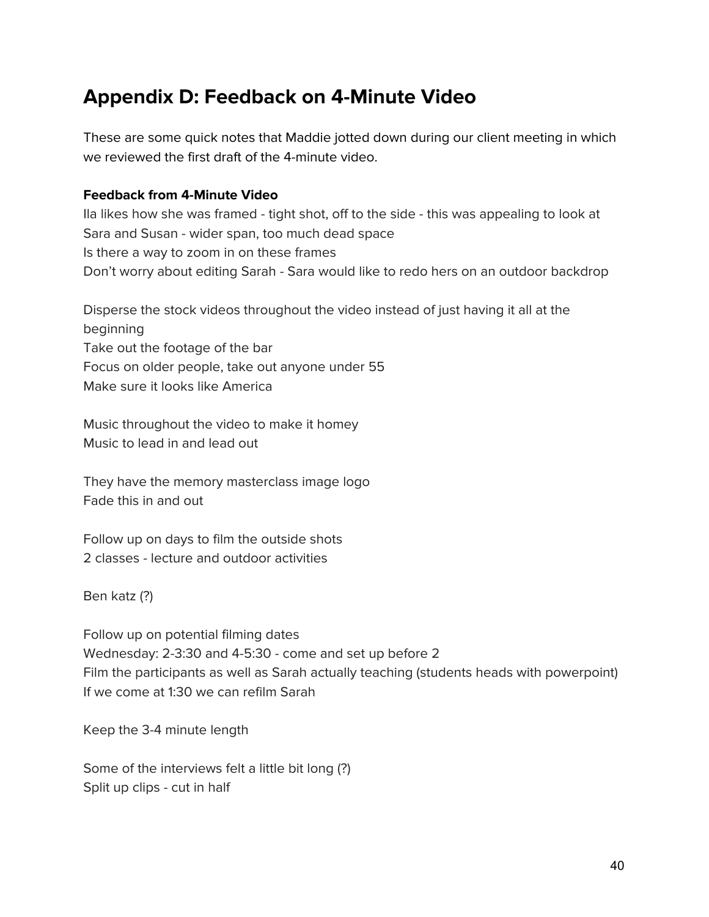## Appendix D: Feedback on 4-Minute Video

These are some quick notes that Maddie jotted down during our client meeting in which we reviewed the first draft of the 4-minute video.

**Feedback from 4-Minute Video**

Ila likes how she was framed - tight shot, off to the side - this was appealing to look at
Sara and Susan - wider span, too much dead space
Is there a way to zoom in on these frames
Don't worry about editing Sarah - Sara would like to redo hers on an outdoor backdrop

Disperse the stock videos throughout the video instead of just having it all at the beginning
Take out the footage of the bar
Focus on older people, take out anyone under 55
Make sure it looks like America

Music throughout the video to make it homey
Music to lead in and lead out

They have the memory masterclass image logo
Fade this in and out

Follow up on days to film the outside shots
2 classes - lecture and outdoor activities

Ben katz (?)

Follow up on potential filming dates
Wednesday: 2-3:30 and 4-5:30 - come and set up before 2
Film the participants as well as Sarah actually teaching (students heads with powerpoint)
If we come at 1:30 we can refilm Sarah

Keep the 3-4 minute length

Some of the interviews felt a little bit long (?)
Split up clips - cut in half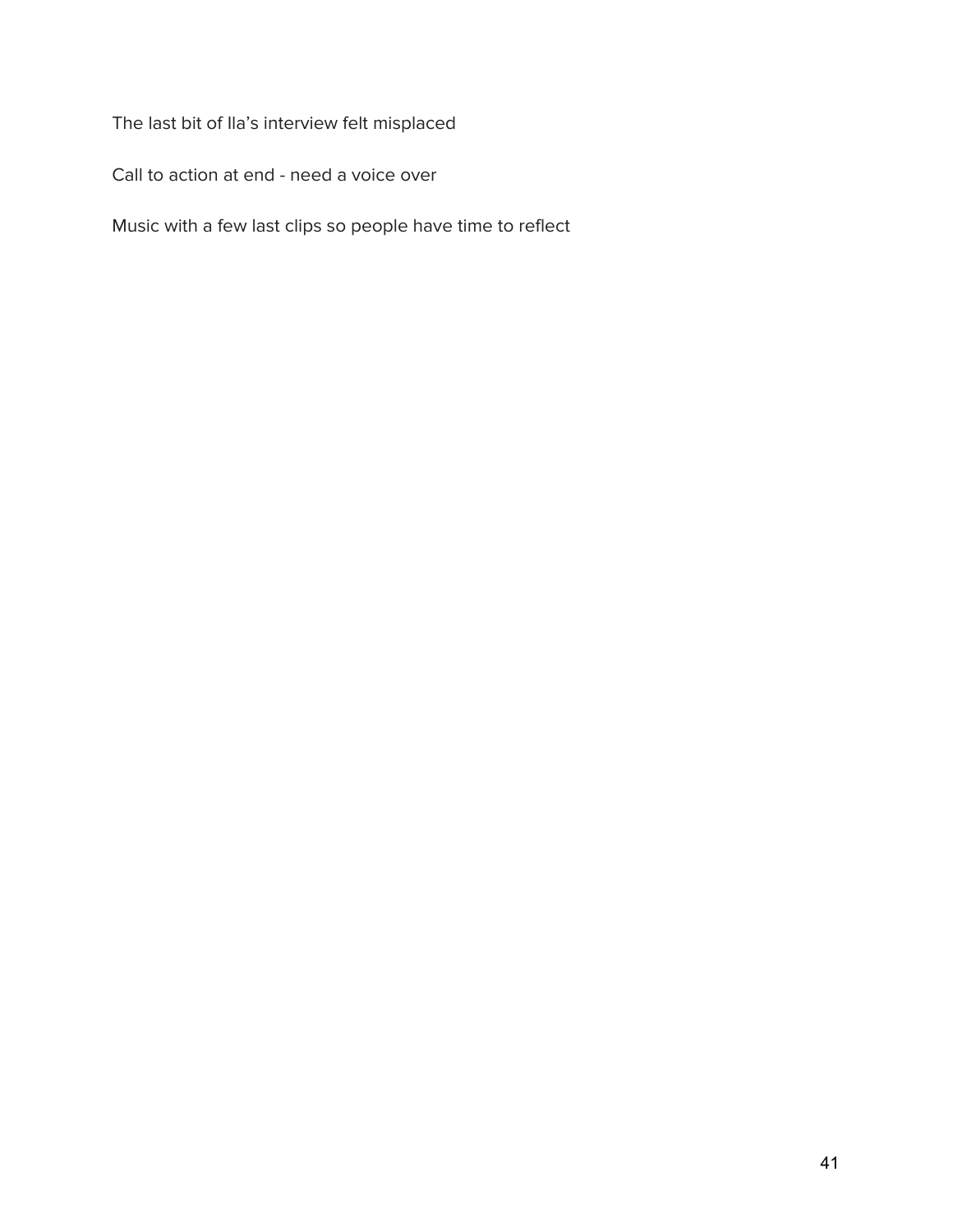The last bit of Ila's interview felt misplaced

Call to action at end - need a voice over

Music with a few last clips so people have time to reflect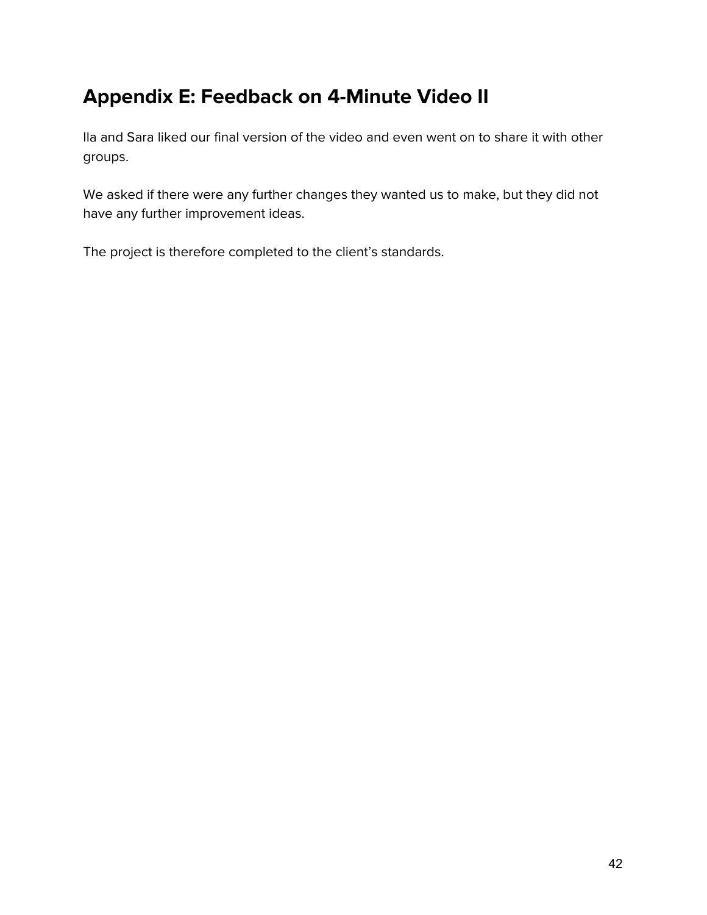## Appendix E: Feedback on 4-Minute Video II

Ila and Sara liked our final version of the video and even went on to share it with other groups.

We asked if there were any further changes they wanted us to make, but they did not have any further improvement ideas.

The project is therefore completed to the client's standards.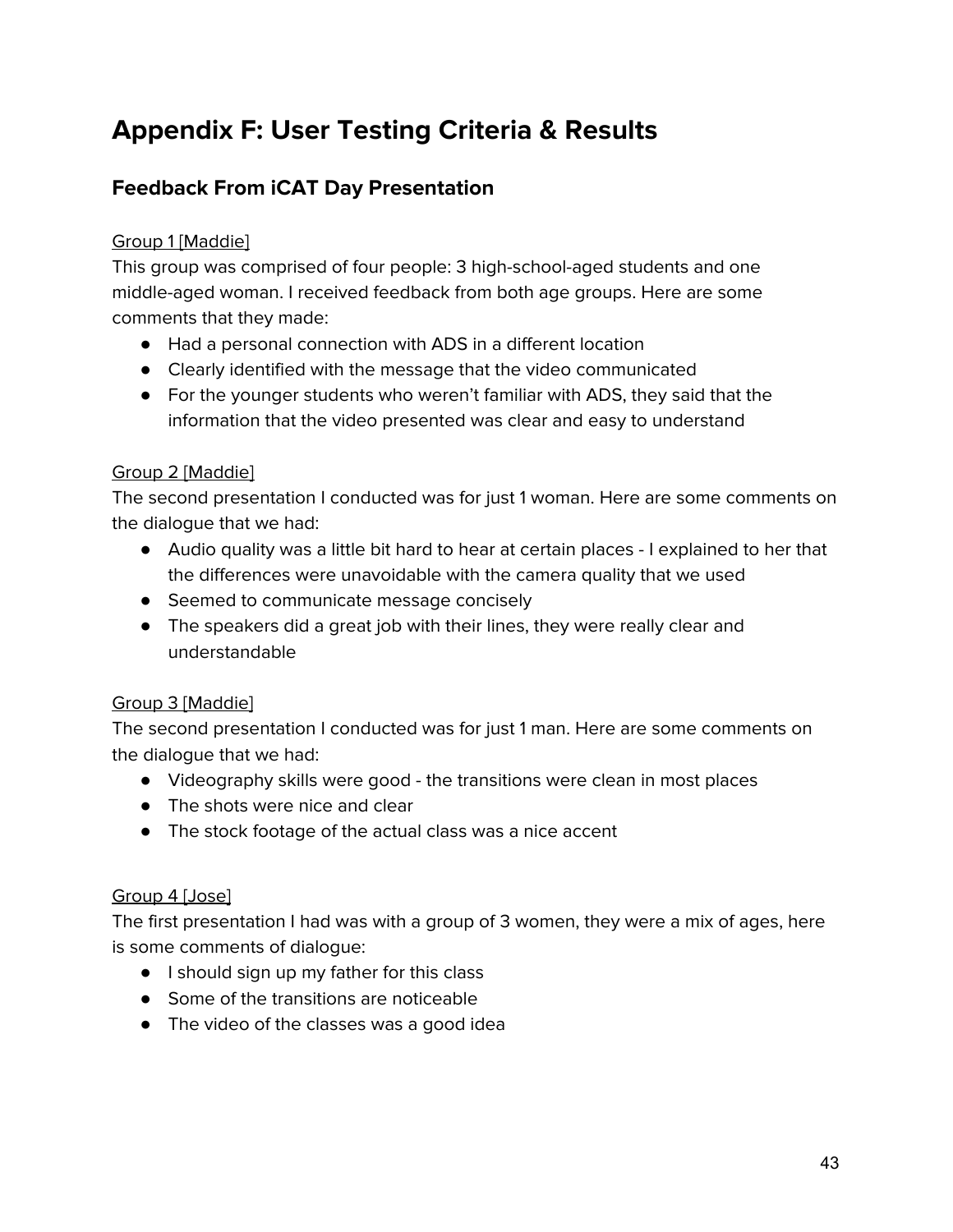# Appendix F: User Testing Criteria & Results

## Feedback From iCAT Day Presentation

Group 1 [Maddie]

This group was comprised of four people: 3 high-school-aged students and one middle-aged woman. I received feedback from both age groups. Here are some comments that they made:

- Had a personal connection with ADS in a different location
- Clearly identified with the message that the video communicated
- For the younger students who weren't familiar with ADS, they said that the information that the video presented was clear and easy to understand

Group 2 [Maddie]

The second presentation I conducted was for just 1 woman. Here are some comments on the dialogue that we had:

- Audio quality was a little bit hard to hear at certain places - I explained to her that the differences were unavoidable with the camera quality that we used
- Seemed to communicate message concisely
- The speakers did a great job with their lines, they were really clear and understandable

Group 3 [Maddie]

The second presentation I conducted was for just 1 man. Here are some comments on the dialogue that we had:

- Videography skills were good - the transitions were clean in most places
- The shots were nice and clear
- The stock footage of the actual class was a nice accent

Group 4 [Jose]

The first presentation I had was with a group of 3 women, they were a mix of ages, here is some comments of dialogue:

- I should sign up my father for this class
- Some of the transitions are noticeable
- The video of the classes was a good idea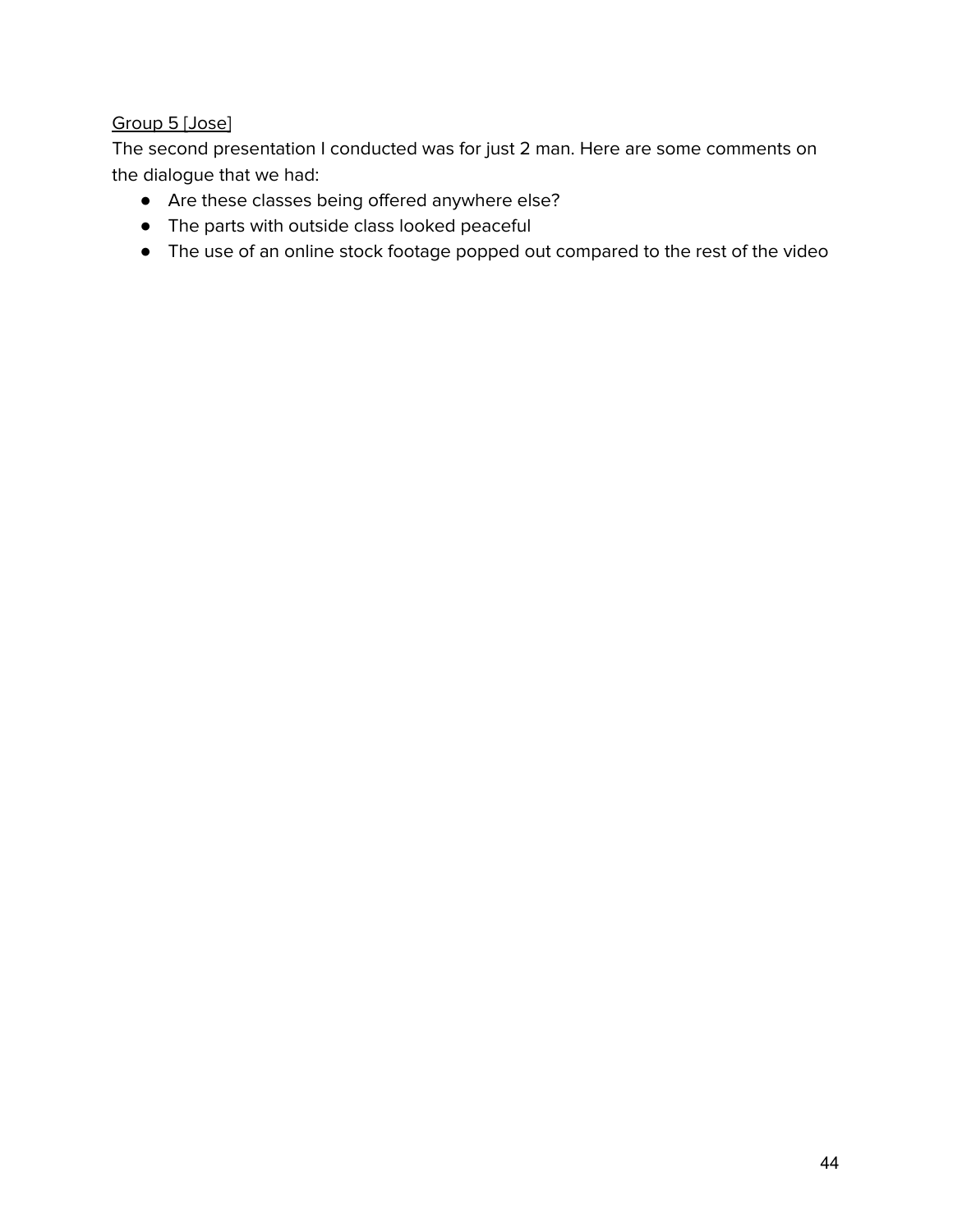<u>Group 5 [Jose]</u>

The second presentation I conducted was for just 2 man. Here are some comments on the dialogue that we had:

- Are these classes being offered anywhere else?
- The parts with outside class looked peaceful
- The use of an online stock footage popped out compared to the rest of the video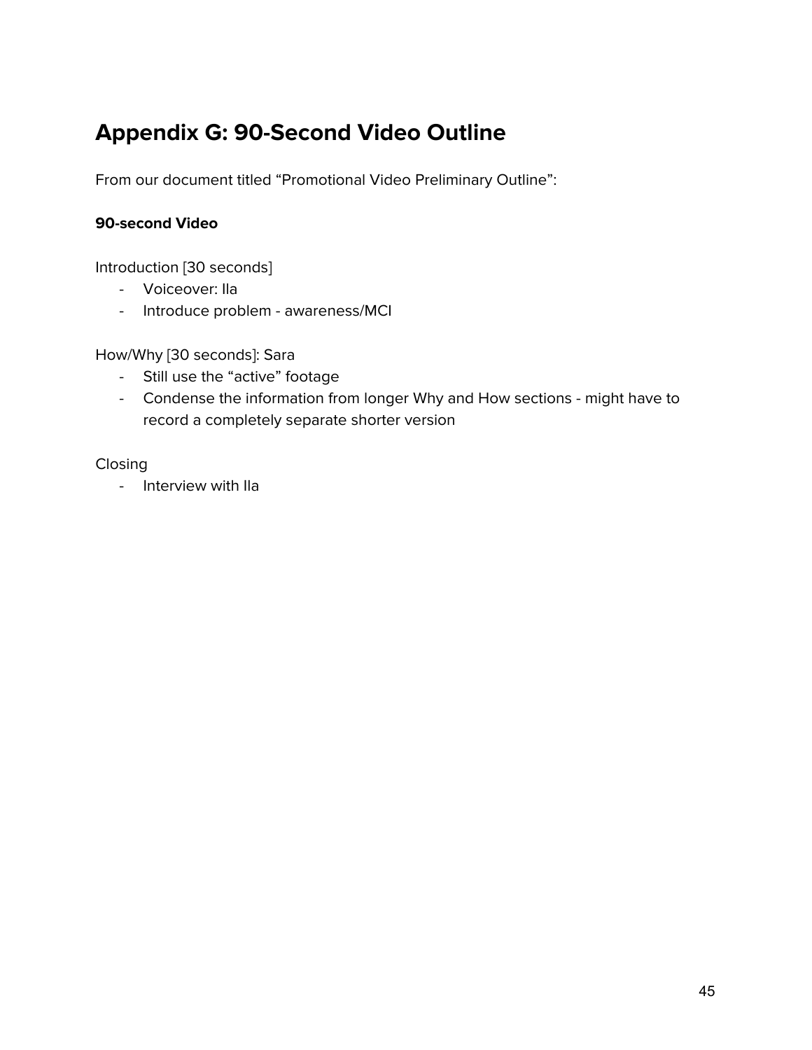## Appendix G: 90-Second Video Outline

From our document titled “Promotional Video Preliminary Outline”:

**90-second Video**

Introduction [30 seconds]

- Voiceover: Ila
- Introduce problem - awareness/MCI

How/Why [30 seconds]: Sara

- Still use the “active” footage
- Condense the information from longer Why and How sections - might have to record a completely separate shorter version

Closing

- Interview with Ila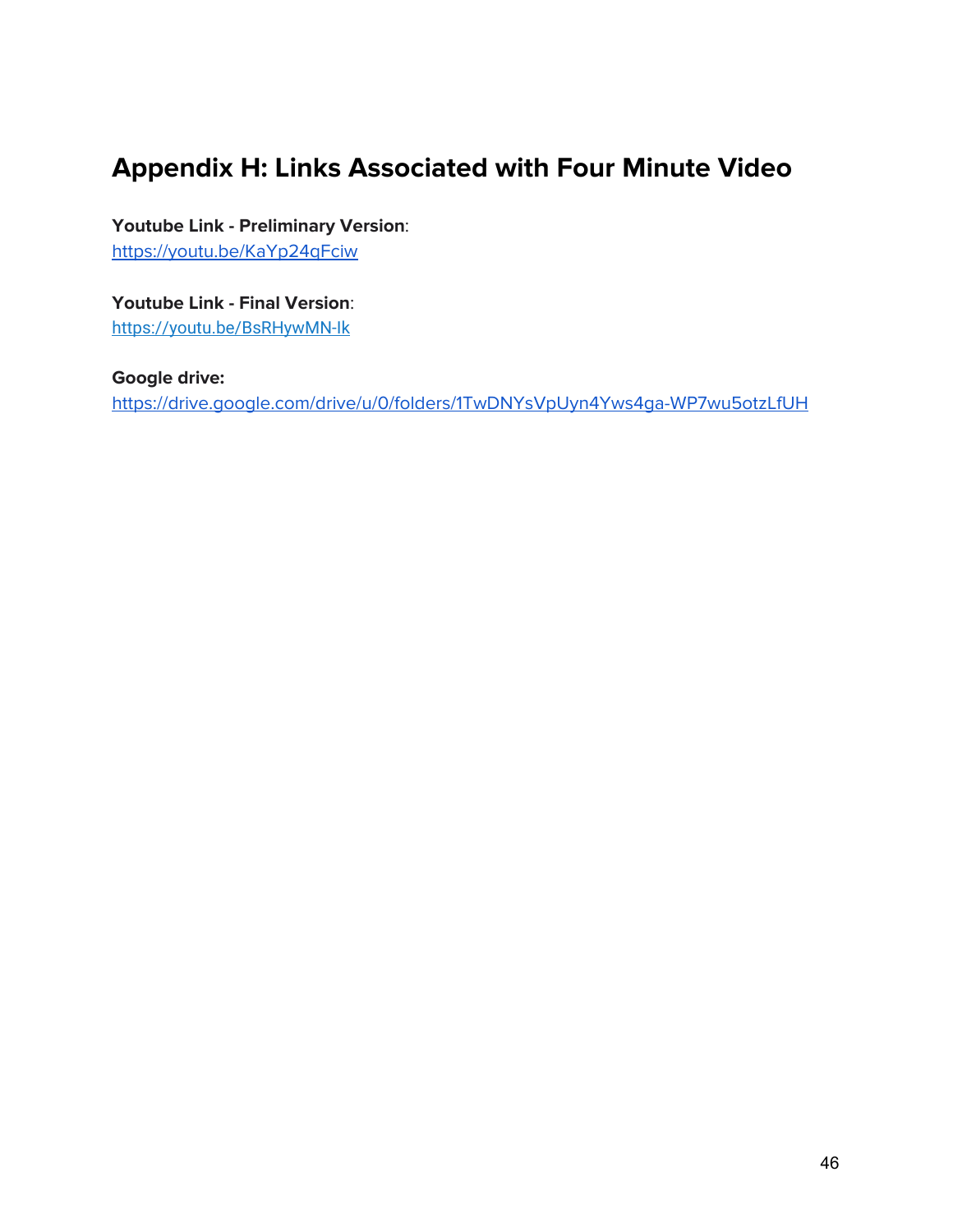# Appendix H: Links Associated with Four Minute Video

**Youtube Link - Preliminary Version**:
https://youtu.be/KaYp24qFciw

**Youtube Link - Final Version**:
https://youtu.be/BsRHywMN-Ik

**Google drive:**
https://drive.google.com/drive/u/0/folders/1TwDNYsVpUyn4Yws4ga-WP7wu5otzLfUH